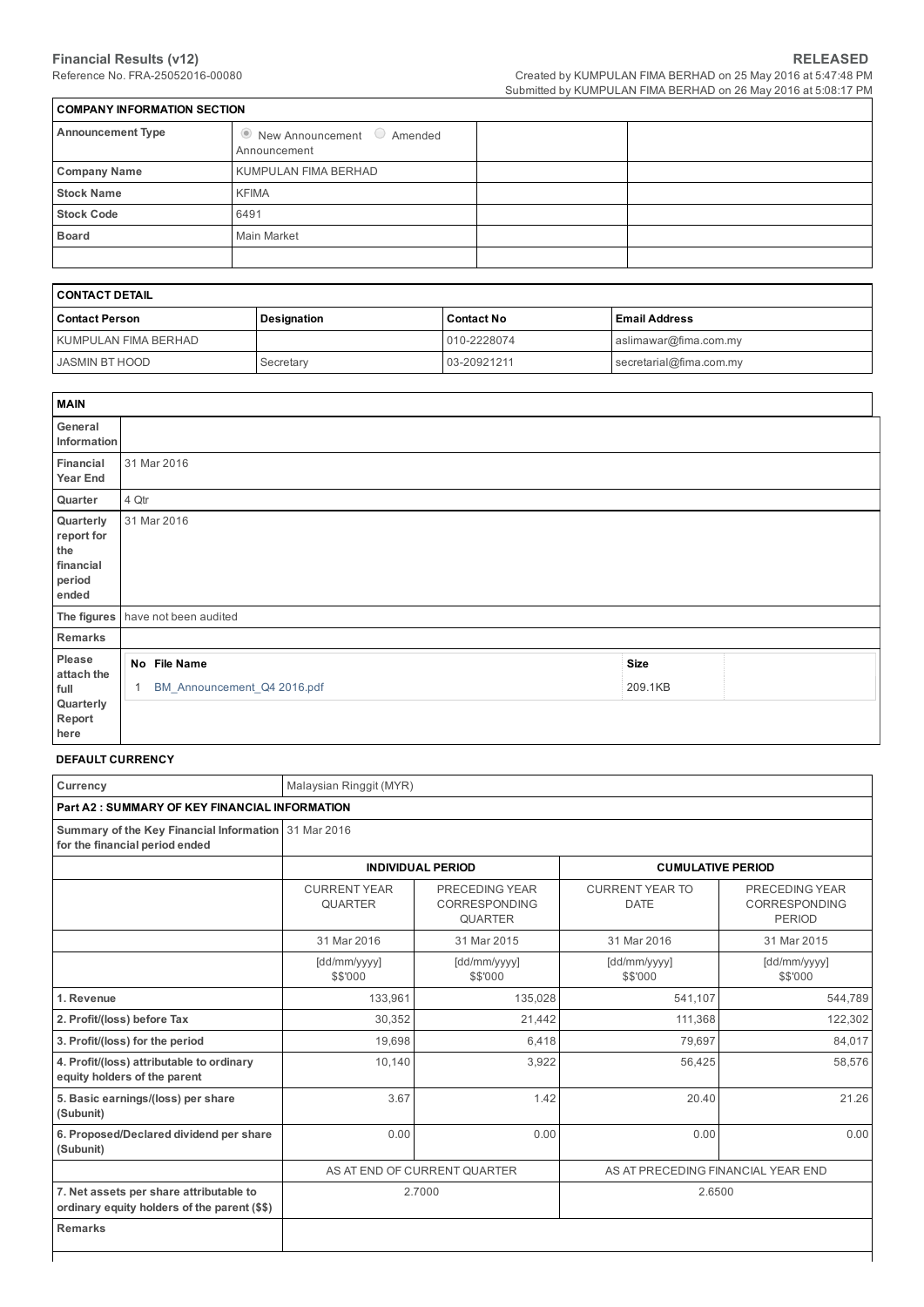**Financial Results (v12)** **RELEASED**

Reference No. FRA-25052016-00080

Created by KUMPULAN FIMA BERHAD on 25 May 2016 at 5:47:48 PM
Submitted by KUMPULAN FIMA BERHAD on 26 May 2016 at 5:08:17 PM

| COMPANY INFORMATION SECTION | | | |
|---|---|---|---|
| **Announcement Type** | ◉ New Announcement ○ Amended Announcement | | |
| **Company Name** | KUMPULAN FIMA BERHAD | | |
| **Stock Name** | KFIMA | | |
| **Stock Code** | 6491 | | |
| **Board** | Main Market | | |
| | | | |

| CONTACT DETAIL | | | |
|---|---|---|---|
| **Contact Person** | **Designation** | **Contact No** | **Email Address** |
| KUMPULAN FIMA BERHAD | | 010-2228074 | aslimawar@fima.com.my |
| JASMIN BT HOOD | Secretary | 03-20921211 | secretarial@fima.com.my |

| MAIN | |
|---|---|
| **General Information** | |
| **Financial Year End** | 31 Mar 2016 |
| **Quarter** | 4 Qtr |
| **Quarterly report for the financial period ended** | 31 Mar 2016 |
| **The figures** | have not been audited |
| **Remarks** | |
| **Please attach the full Quarterly Report here** | No File Name: 1 BM_Announcement_Q4 2016.pdf — Size: 209.1KB |

**DEFAULT CURRENCY**

| Currency | Malaysian Ringgit (MYR) | | | |
|---|---|---|---|---|
| **Part A2 : SUMMARY OF KEY FINANCIAL INFORMATION** | | | | |
| **Summary of the Key Financial Information for the financial period ended** | 31 Mar 2016 | | | |
| | **INDIVIDUAL PERIOD** | | **CUMULATIVE PERIOD** | |
| | CURRENT YEAR QUARTER | PRECEDING YEAR CORRESPONDING QUARTER | CURRENT YEAR TO DATE | PRECEDING YEAR CORRESPONDING PERIOD |
| | 31 Mar 2016 | 31 Mar 2015 | 31 Mar 2016 | 31 Mar 2015 |
| | [dd/mm/yyyy] $$'000 | [dd/mm/yyyy] $$'000 | [dd/mm/yyyy] $$'000 | [dd/mm/yyyy] $$'000 |
| **1. Revenue** | 133,961 | 135,028 | 541,107 | 544,789 |
| **2. Profit/(loss) before Tax** | 30,352 | 21,442 | 111,368 | 122,302 |
| **3. Profit/(loss) for the period** | 19,698 | 6,418 | 79,697 | 84,017 |
| **4. Profit/(loss) attributable to ordinary equity holders of the parent** | 10,140 | 3,922 | 56,425 | 58,576 |
| **5. Basic earnings/(loss) per share (Subunit)** | 3.67 | 1.42 | 20.40 | 21.26 |
| **6. Proposed/Declared dividend per share (Subunit)** | 0.00 | 0.00 | 0.00 | 0.00 |
| | AS AT END OF CURRENT QUARTER | | AS AT PRECEDING FINANCIAL YEAR END | |
| **7. Net assets per share attributable to ordinary equity holders of the parent ($$)** | 2.7000 | | 2.6500 | |
| **Remarks** | | | | |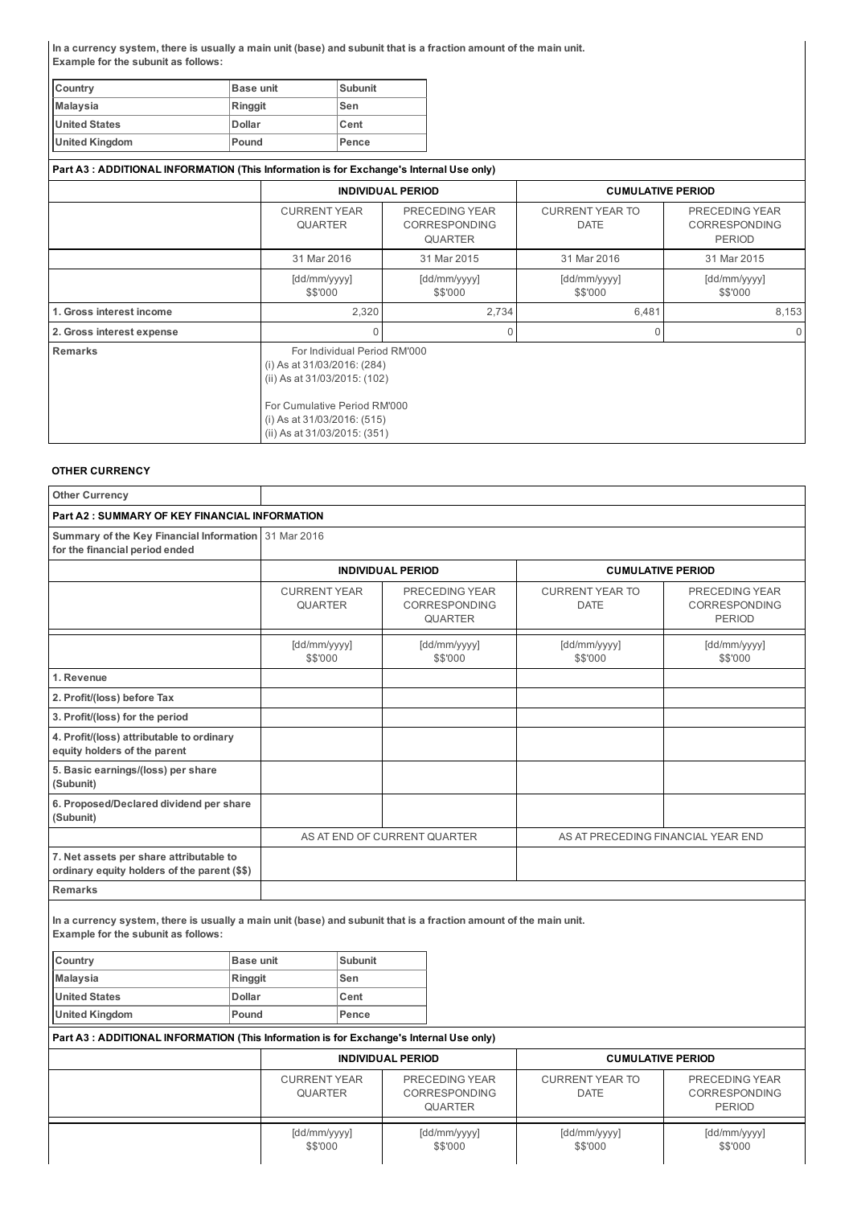**In a currency system, there is usually a main unit (base) and subunit that is a fraction amount of the main unit.**
**Example for the subunit as follows:**

| Country | Base unit | Subunit |
|---|---|---|
| Malaysia | Ringgit | Sen |
| United States | Dollar | Cent |
| United Kingdom | Pound | Pence |

**Part A3 : ADDITIONAL INFORMATION (This Information is for Exchange's Internal Use only)**

| | INDIVIDUAL PERIOD | | CUMULATIVE PERIOD | |
|---|---|---|---|---|
| | CURRENT YEAR QUARTER | PRECEDING YEAR CORRESPONDING QUARTER | CURRENT YEAR TO DATE | PRECEDING YEAR CORRESPONDING PERIOD |
| | 31 Mar 2016 | 31 Mar 2015 | 31 Mar 2016 | 31 Mar 2015 |
| | [dd/mm/yyyy] $$'000 | [dd/mm/yyyy] $$'000 | [dd/mm/yyyy] $$'000 | [dd/mm/yyyy] $$'000 |
| **1. Gross interest income** | 2,320 | 2,734 | 6,481 | 8,153 |
| **2. Gross interest expense** | 0 | 0 | 0 | 0 |
| **Remarks** | For Individual Period RM'000<br>(i) As at 31/03/2016: (284)<br>(ii) As at 31/03/2015: (102)<br><br>For Cumulative Period RM'000<br>(i) As at 31/03/2016: (515)<br>(ii) As at 31/03/2015: (351) | | | |

**OTHER CURRENCY**

| **Other Currency** | | | | |
|---|---|---|---|---|
| **Part A2 : SUMMARY OF KEY FINANCIAL INFORMATION** | | | | |
| **Summary of the Key Financial Information for the financial period ended** | 31 Mar 2016 | | | |
| | INDIVIDUAL PERIOD | | CUMULATIVE PERIOD | |
| | CURRENT YEAR QUARTER | PRECEDING YEAR CORRESPONDING QUARTER | CURRENT YEAR TO DATE | PRECEDING YEAR CORRESPONDING PERIOD |
| | [dd/mm/yyyy] $$'000 | [dd/mm/yyyy] $$'000 | [dd/mm/yyyy] $$'000 | [dd/mm/yyyy] $$'000 |
| **1. Revenue** | | | | |
| **2. Profit/(loss) before Tax** | | | | |
| **3. Profit/(loss) for the period** | | | | |
| **4. Profit/(loss) attributable to ordinary equity holders of the parent** | | | | |
| **5. Basic earnings/(loss) per share (Subunit)** | | | | |
| **6. Proposed/Declared dividend per share (Subunit)** | | | | |
| | AS AT END OF CURRENT QUARTER | | AS AT PRECEDING FINANCIAL YEAR END | |
| **7. Net assets per share attributable to ordinary equity holders of the parent ($$)** | | | | |
| **Remarks** | | | | |

**In a currency system, there is usually a main unit (base) and subunit that is a fraction amount of the main unit.**
**Example for the subunit as follows:**

| Country | Base unit | Subunit |
|---|---|---|
| Malaysia | Ringgit | Sen |
| United States | Dollar | Cent |
| United Kingdom | Pound | Pence |

**Part A3 : ADDITIONAL INFORMATION (This Information is for Exchange's Internal Use only)**

| | INDIVIDUAL PERIOD | | CUMULATIVE PERIOD | |
|---|---|---|---|---|
| | CURRENT YEAR QUARTER | PRECEDING YEAR CORRESPONDING QUARTER | CURRENT YEAR TO DATE | PRECEDING YEAR CORRESPONDING PERIOD |
| | [dd/mm/yyyy] $$'000 | [dd/mm/yyyy] $$'000 | [dd/mm/yyyy] $$'000 | [dd/mm/yyyy] $$'000 |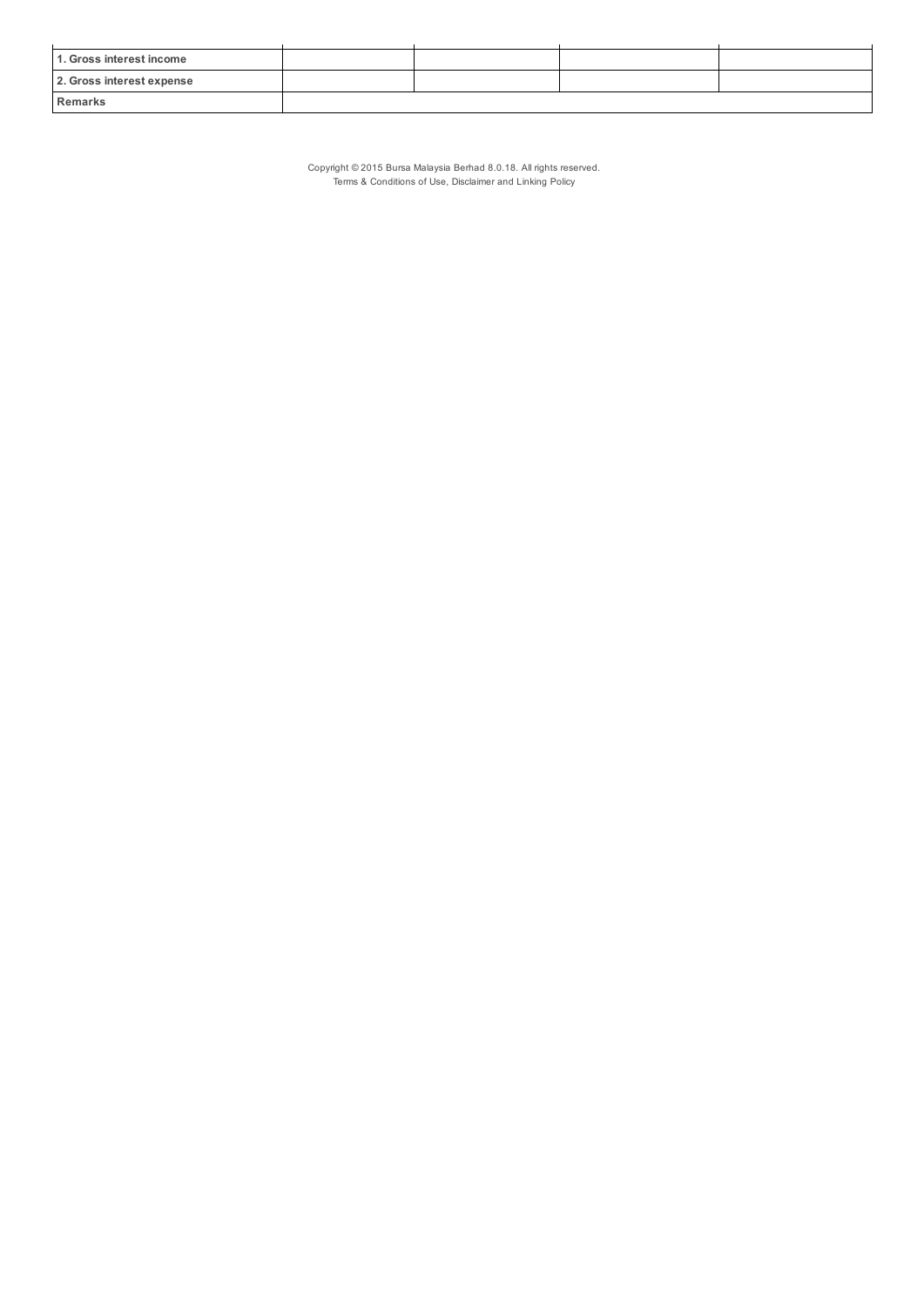| | | | | |
|---|---|---|---|---|
| 1. Gross interest income | | | | |
| 2. Gross interest expense | | | | |
| Remarks | | | | |

Copyright © 2015 Bursa Malaysia Berhad 8.0.18. All rights reserved.
Terms & Conditions of Use, Disclaimer and Linking Policy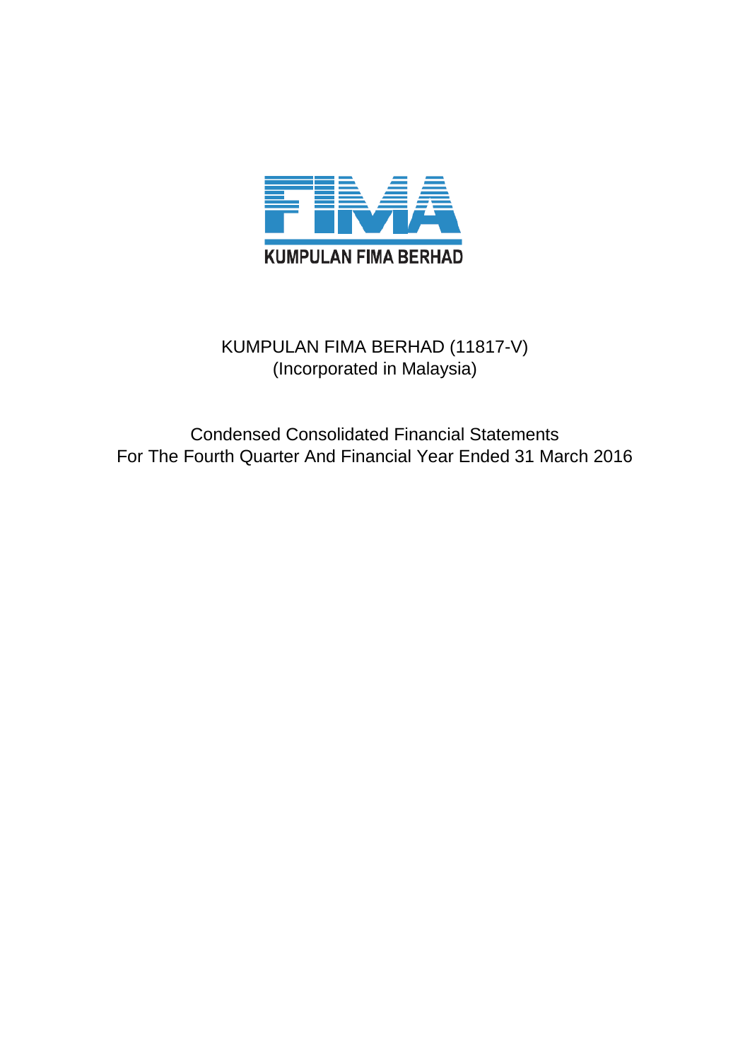KUMPULAN FIMA BERHAD

# KUMPULAN FIMA BERHAD (11817-V)

(Incorporated in Malaysia)

## Condensed Consolidated Financial Statements
## For The Fourth Quarter And Financial Year Ended 31 March 2016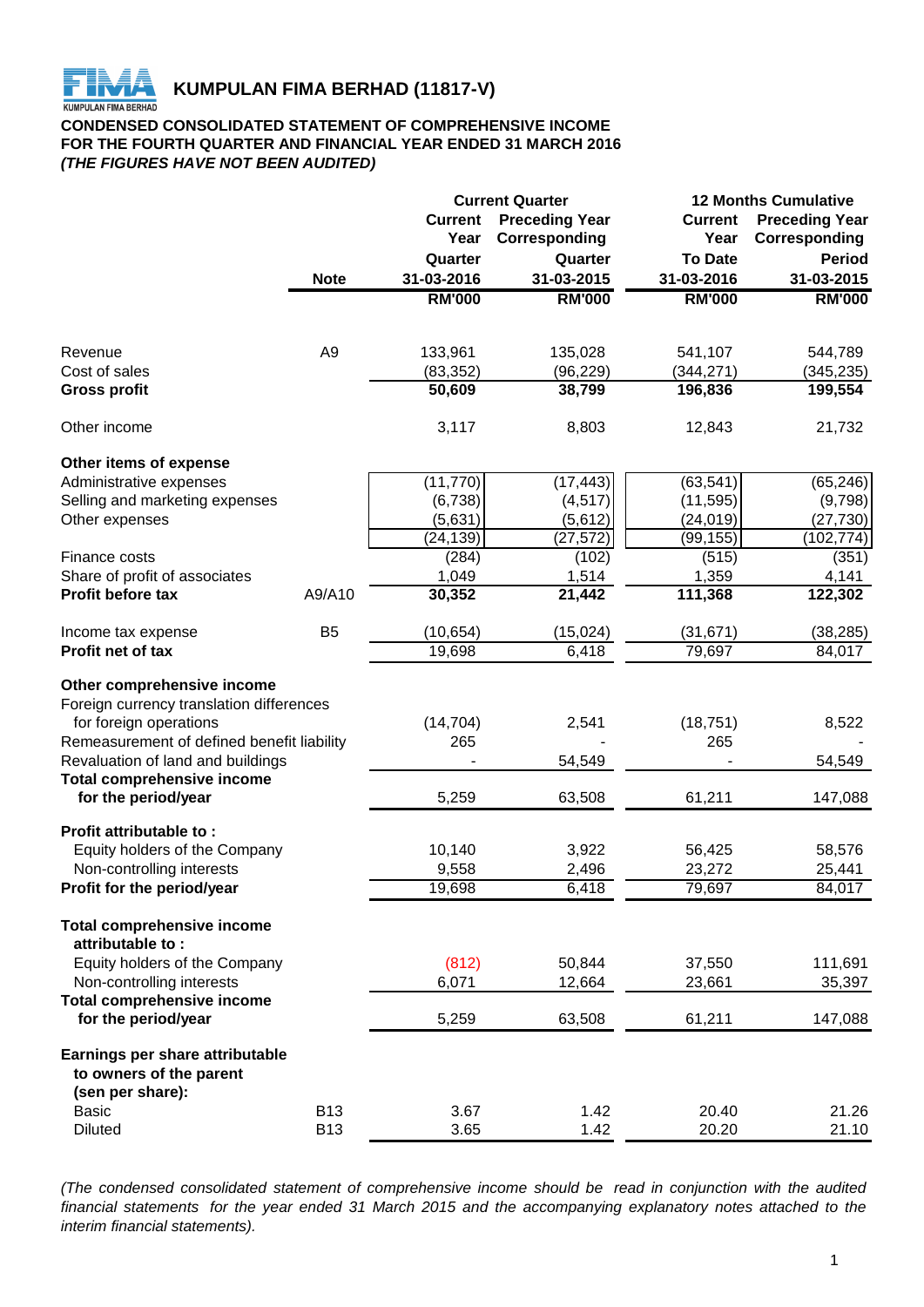# KUMPULAN FIMA BERHAD (11817-V)

**CONDENSED CONSOLIDATED STATEMENT OF COMPREHENSIVE INCOME**
**FOR THE FOURTH QUARTER AND FINANCIAL YEAR ENDED 31 MARCH 2016**
***(THE FIGURES HAVE NOT BEEN AUDITED)***

| | Note | Current Quarter | | 12 Months Cumulative | |
|---|---|---|---|---|---|
| | | Current Year Quarter 31-03-2016 | Preceding Year Corresponding Quarter 31-03-2015 | Current Year To Date 31-03-2016 | Preceding Year Corresponding Period 31-03-2015 |
| | | RM'000 | RM'000 | RM'000 | RM'000 |
| Revenue | A9 | 133,961 | 135,028 | 541,107 | 544,789 |
| Cost of sales | | (83,352) | (96,229) | (344,271) | (345,235) |
| **Gross profit** | | **50,609** | **38,799** | **196,836** | **199,554** |
| Other income | | 3,117 | 8,803 | 12,843 | 21,732 |
| **Other items of expense** | | | | | |
| Administrative expenses | | (11,770) | (17,443) | (63,541) | (65,246) |
| Selling and marketing expenses | | (6,738) | (4,517) | (11,595) | (9,798) |
| Other expenses | | (5,631) | (5,612) | (24,019) | (27,730) |
| | | (24,139) | (27,572) | (99,155) | (102,774) |
| Finance costs | | (284) | (102) | (515) | (351) |
| Share of profit of associates | | 1,049 | 1,514 | 1,359 | 4,141 |
| **Profit before tax** | A9/A10 | **30,352** | **21,442** | **111,368** | **122,302** |
| Income tax expense | B5 | (10,654) | (15,024) | (31,671) | (38,285) |
| **Profit net of tax** | | 19,698 | 6,418 | 79,697 | 84,017 |
| **Other comprehensive income** | | | | | |
| Foreign currency translation differences for foreign operations | | (14,704) | 2,541 | (18,751) | 8,522 |
| Remeasurement of defined benefit liability | | 265 | - | 265 | - |
| Revaluation of land and buildings | | - | 54,549 | - | 54,549 |
| **Total comprehensive income for the period/year** | | 5,259 | 63,508 | 61,211 | 147,088 |
| **Profit attributable to :** | | | | | |
| Equity holders of the Company | | 10,140 | 3,922 | 56,425 | 58,576 |
| Non-controlling interests | | 9,558 | 2,496 | 23,272 | 25,441 |
| **Profit for the period/year** | | 19,698 | 6,418 | 79,697 | 84,017 |
| **Total comprehensive income attributable to :** | | | | | |
| Equity holders of the Company | | (812) | 50,844 | 37,550 | 111,691 |
| Non-controlling interests | | 6,071 | 12,664 | 23,661 | 35,397 |
| **Total comprehensive income for the period/year** | | 5,259 | 63,508 | 61,211 | 147,088 |
| **Earnings per share attributable to owners of the parent (sen per share):** | | | | | |
| Basic | B13 | 3.67 | 1.42 | 20.40 | 21.26 |
| Diluted | B13 | 3.65 | 1.42 | 20.20 | 21.10 |

*(The condensed consolidated statement of comprehensive income should be read in conjunction with the audited financial statements for the year ended 31 March 2015 and the accompanying explanatory notes attached to the interim financial statements).*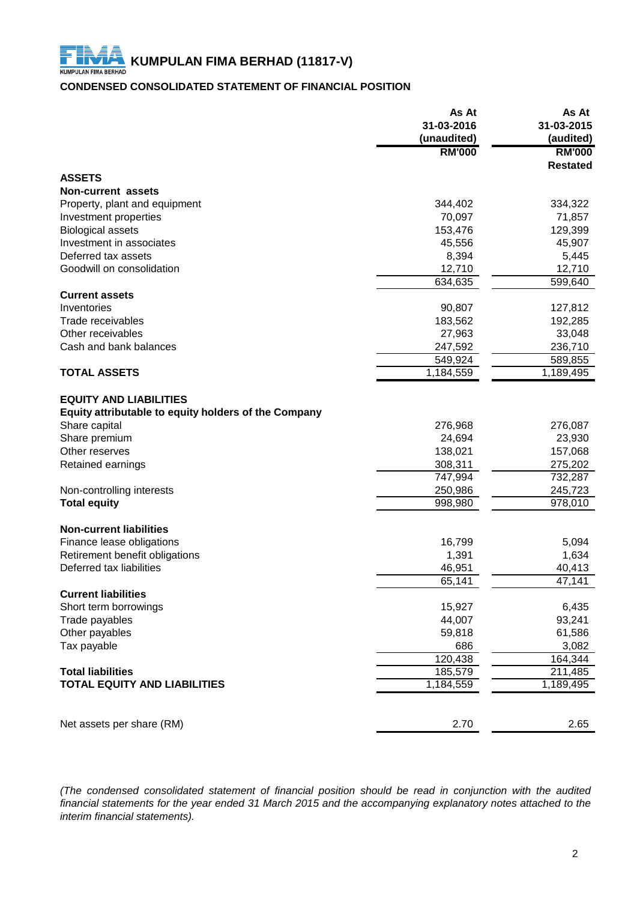# KUMPULAN FIMA BERHAD (11817-V)

## CONDENSED CONSOLIDATED STATEMENT OF FINANCIAL POSITION

| | As At 31-03-2016 (unaudited) | As At 31-03-2015 (audited) |
|---|---|---|
| | RM'000 | RM'000 Restated |
| **ASSETS** | | |
| **Non-current assets** | | |
| Property, plant and equipment | 344,402 | 334,322 |
| Investment properties | 70,097 | 71,857 |
| Biological assets | 153,476 | 129,399 |
| Investment in associates | 45,556 | 45,907 |
| Deferred tax assets | 8,394 | 5,445 |
| Goodwill on consolidation | 12,710 | 12,710 |
| | 634,635 | 599,640 |
| **Current assets** | | |
| Inventories | 90,807 | 127,812 |
| Trade receivables | 183,562 | 192,285 |
| Other receivables | 27,963 | 33,048 |
| Cash and bank balances | 247,592 | 236,710 |
| | 549,924 | 589,855 |
| **TOTAL ASSETS** | 1,184,559 | 1,189,495 |
| | | |
| **EQUITY AND LIABILITIES** | | |
| **Equity attributable to equity holders of the Company** | | |
| Share capital | 276,968 | 276,087 |
| Share premium | 24,694 | 23,930 |
| Other reserves | 138,021 | 157,068 |
| Retained earnings | 308,311 | 275,202 |
| | 747,994 | 732,287 |
| Non-controlling interests | 250,986 | 245,723 |
| **Total equity** | 998,980 | 978,010 |
| | | |
| **Non-current liabilities** | | |
| Finance lease obligations | 16,799 | 5,094 |
| Retirement benefit obligations | 1,391 | 1,634 |
| Deferred tax liabilities | 46,951 | 40,413 |
| | 65,141 | 47,141 |
| **Current liabilities** | | |
| Short term borrowings | 15,927 | 6,435 |
| Trade payables | 44,007 | 93,241 |
| Other payables | 59,818 | 61,586 |
| Tax payable | 686 | 3,082 |
| | 120,438 | 164,344 |
| **Total liabilities** | 185,579 | 211,485 |
| **TOTAL EQUITY AND LIABILITIES** | 1,184,559 | 1,189,495 |
| | | |
| Net assets per share (RM) | 2.70 | 2.65 |

*(The condensed consolidated statement of financial position should be read in conjunction with the audited financial statements for the year ended 31 March 2015 and the accompanying explanatory notes attached to the interim financial statements).*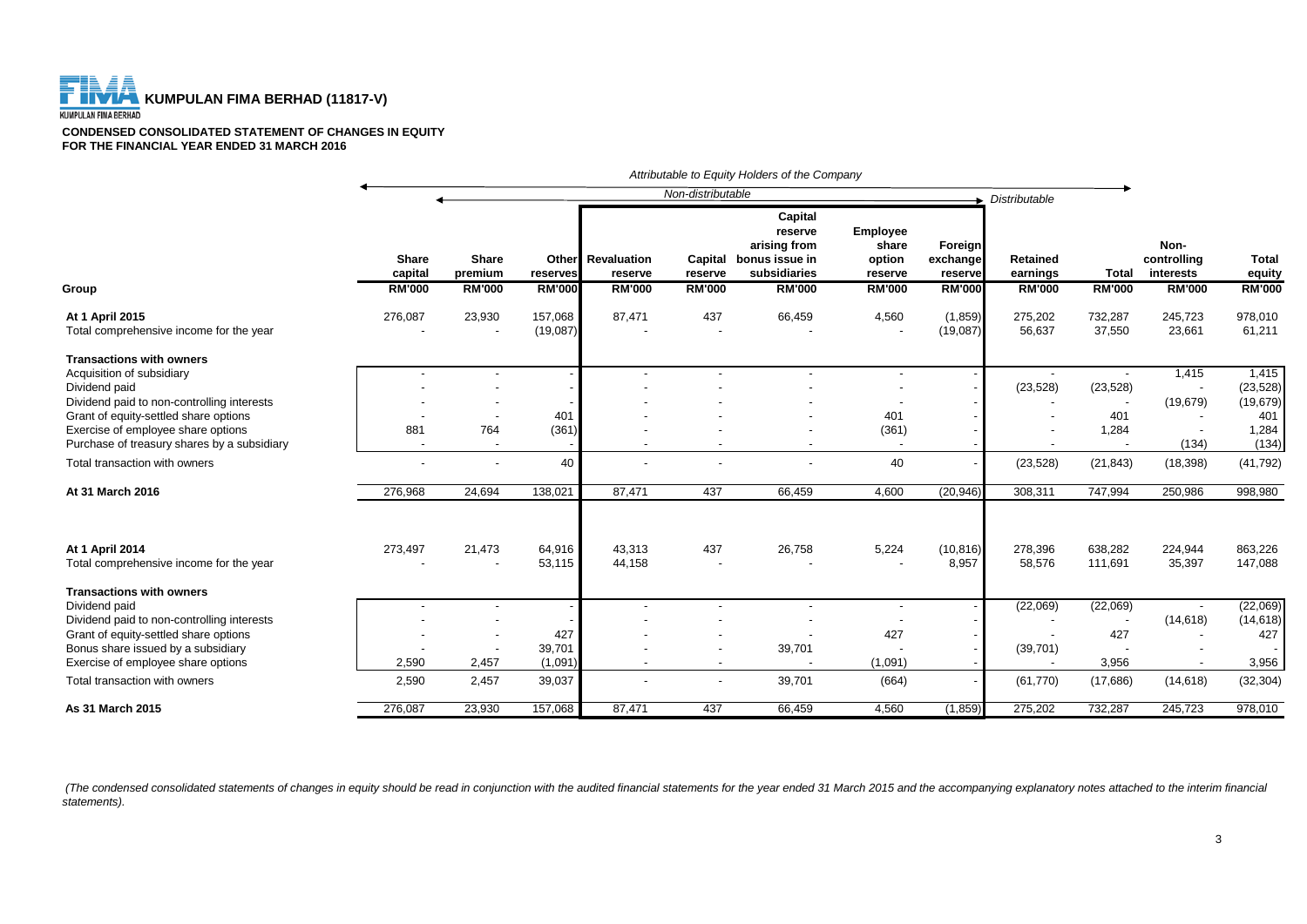# KUMPULAN FIMA BERHAD (11817-V)

**CONDENSED CONSOLIDATED STATEMENT OF CHANGES IN EQUITY**
**FOR THE FINANCIAL YEAR ENDED 31 MARCH 2016**

*Attributable to Equity Holders of the Company*

| | Non-distributable | | | | | | | | Distributable | | | |
|---|---|---|---|---|---|---|---|---|---|---|---|---|
| **Group** | **Share capital** | **Share premium** | **Other reserves** | **Revaluation reserve** | **Capital reserve** | **Capital reserve arising from bonus issue in subsidiaries** | **Employee share option reserve** | **Foreign exchange reserve** | **Retained earnings** | **Total** | **Non-controlling interests** | **Total equity** |
| | **RM'000** | **RM'000** | **RM'000** | **RM'000** | **RM'000** | **RM'000** | **RM'000** | **RM'000** | **RM'000** | **RM'000** | **RM'000** | **RM'000** |
| **At 1 April 2015** | 276,087 | 23,930 | 157,068 | 87,471 | 437 | 66,459 | 4,560 | (1,859) | 275,202 | 732,287 | 245,723 | 978,010 |
| Total comprehensive income for the year | - | - | (19,087) | - | - | - | - | (19,087) | 56,637 | 37,550 | 23,661 | 61,211 |
| **Transactions with owners** | | | | | | | | | | | | |
| Acquisition of subsidiary | - | - | - | - | - | - | - | - | - | - | 1,415 | 1,415 |
| Dividend paid | - | - | - | - | - | - | - | - | (23,528) | (23,528) | - | (23,528) |
| Dividend paid to non-controlling interests | - | - | - | - | - | - | - | - | - | - | (19,679) | (19,679) |
| Grant of equity-settled share options | - | - | 401 | - | - | - | 401 | - | - | 401 | - | 401 |
| Exercise of employee share options | 881 | 764 | (361) | - | - | - | (361) | - | - | 1,284 | - | 1,284 |
| Purchase of treasury shares by a subsidiary | - | - | - | - | - | - | - | - | - | - | (134) | (134) |
| Total transaction with owners | - | - | 40 | - | - | - | 40 | - | (23,528) | (21,843) | (18,398) | (41,792) |
| **At 31 March 2016** | 276,968 | 24,694 | 138,021 | 87,471 | 437 | 66,459 | 4,600 | (20,946) | 308,311 | 747,994 | 250,986 | 998,980 |
| | | | | | | | | | | | | |
| **At 1 April 2014** | 273,497 | 21,473 | 64,916 | 43,313 | 437 | 26,758 | 5,224 | (10,816) | 278,396 | 638,282 | 224,944 | 863,226 |
| Total comprehensive income for the year | - | - | 53,115 | 44,158 | - | - | - | 8,957 | 58,576 | 111,691 | 35,397 | 147,088 |
| **Transactions with owners** | | | | | | | | | | | | |
| Dividend paid | - | - | - | - | - | - | - | - | (22,069) | (22,069) | - | (22,069) |
| Dividend paid to non-controlling interests | - | - | - | - | - | - | - | - | - | - | (14,618) | (14,618) |
| Grant of equity-settled share options | - | - | 427 | - | - | - | 427 | - | - | 427 | - | 427 |
| Bonus share issued by a subsidiary | - | - | 39,701 | - | - | 39,701 | - | - | (39,701) | - | - | - |
| Exercise of employee share options | 2,590 | 2,457 | (1,091) | - | - | - | (1,091) | - | - | 3,956 | - | 3,956 |
| Total transaction with owners | 2,590 | 2,457 | 39,037 | - | - | 39,701 | (664) | - | (61,770) | (17,686) | (14,618) | (32,304) |
| **As 31 March 2015** | 276,087 | 23,930 | 157,068 | 87,471 | 437 | 66,459 | 4,560 | (1,859) | 275,202 | 732,287 | 245,723 | 978,010 |

*(The condensed consolidated statements of changes in equity should be read in conjunction with the audited financial statements for the year ended 31 March 2015 and the accompanying explanatory notes attached to the interim financial statements).*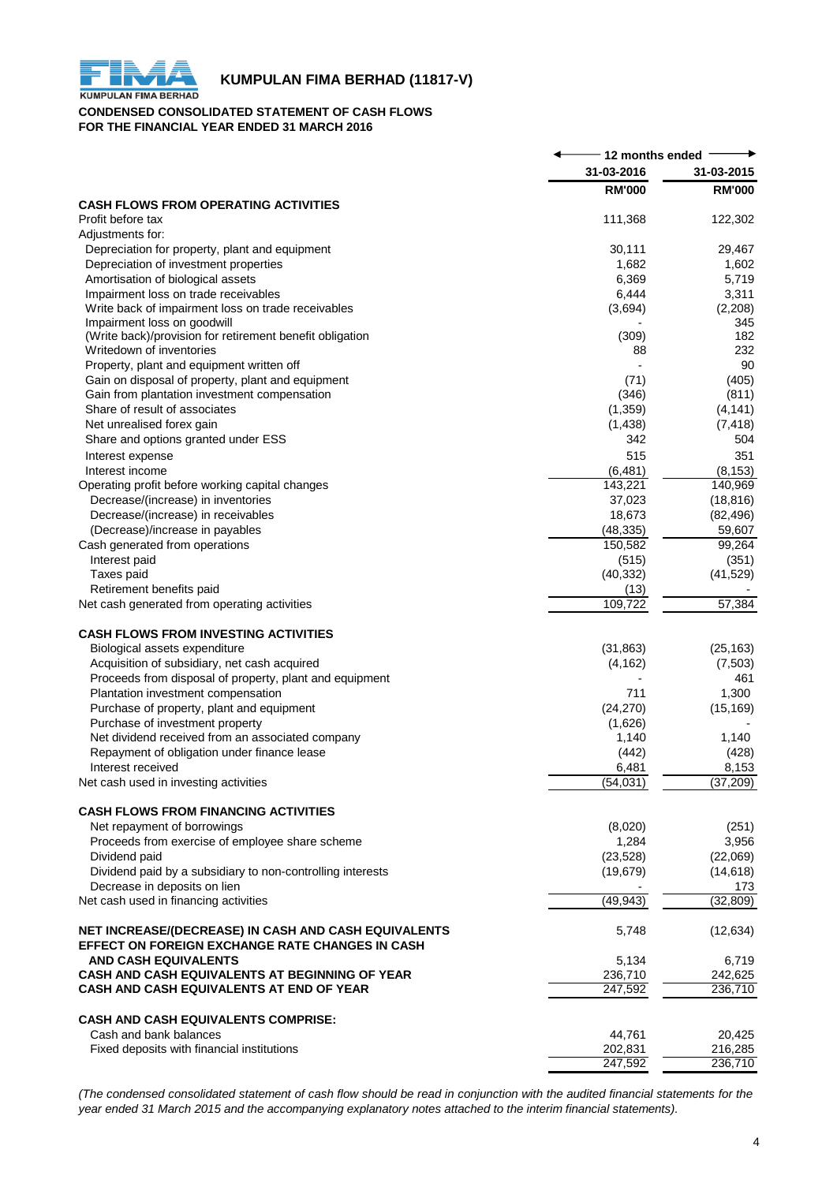**KUMPULAN FIMA BERHAD (11817-V)**

**CONDENSED CONSOLIDATED STATEMENT OF CASH FLOWS**
**FOR THE FINANCIAL YEAR ENDED 31 MARCH 2016**

| | 12 months ended | |
|---|---|---|
| | 31-03-2016 | 31-03-2015 |
| | RM'000 | RM'000 |
| **CASH FLOWS FROM OPERATING ACTIVITIES** | | |
| Profit before tax | 111,368 | 122,302 |
| Adjustments for: | | |
| Depreciation for property, plant and equipment | 30,111 | 29,467 |
| Depreciation of investment properties | 1,682 | 1,602 |
| Amortisation of biological assets | 6,369 | 5,719 |
| Impairment loss on trade receivables | 6,444 | 3,311 |
| Write back of impairment loss on trade receivables | (3,694) | (2,208) |
| Impairment loss on goodwill | - | 345 |
| (Write back)/provision for retirement benefit obligation | (309) | 182 |
| Writedown of inventories | 88 | 232 |
| Property, plant and equipment written off | - | 90 |
| Gain on disposal of property, plant and equipment | (71) | (405) |
| Gain from plantation investment compensation | (346) | (811) |
| Share of result of associates | (1,359) | (4,141) |
| Net unrealised forex gain | (1,438) | (7,418) |
| Share and options granted under ESS | 342 | 504 |
| Interest expense | 515 | 351 |
| Interest income | (6,481) | (8,153) |
| Operating profit before working capital changes | 143,221 | 140,969 |
| Decrease/(increase) in inventories | 37,023 | (18,816) |
| Decrease/(increase) in receivables | 18,673 | (82,496) |
| (Decrease)/increase in payables | (48,335) | 59,607 |
| Cash generated from operations | 150,582 | 99,264 |
| Interest paid | (515) | (351) |
| Taxes paid | (40,332) | (41,529) |
| Retirement benefits paid | (13) | - |
| Net cash generated from operating activities | 109,722 | 57,384 |
| | | |
| **CASH FLOWS FROM INVESTING ACTIVITIES** | | |
| Biological assets expenditure | (31,863) | (25,163) |
| Acquisition of subsidiary, net cash acquired | (4,162) | (7,503) |
| Proceeds from disposal of property, plant and equipment | - | 461 |
| Plantation investment compensation | 711 | 1,300 |
| Purchase of property, plant and equipment | (24,270) | (15,169) |
| Purchase of investment property | (1,626) | - |
| Net dividend received from an associated company | 1,140 | 1,140 |
| Repayment of obligation under finance lease | (442) | (428) |
| Interest received | 6,481 | 8,153 |
| Net cash used in investing activities | (54,031) | (37,209) |
| | | |
| **CASH FLOWS FROM FINANCING ACTIVITIES** | | |
| Net repayment of borrowings | (8,020) | (251) |
| Proceeds from exercise of employee share scheme | 1,284 | 3,956 |
| Dividend paid | (23,528) | (22,069) |
| Dividend paid by a subsidiary to non-controlling interests | (19,679) | (14,618) |
| Decrease in deposits on lien | - | 173 |
| Net cash used in financing activities | (49,943) | (32,809) |
| | | |
| **NET INCREASE/(DECREASE) IN CASH AND CASH EQUIVALENTS** | 5,748 | (12,634) |
| **EFFECT ON FOREIGN EXCHANGE RATE CHANGES IN CASH AND CASH EQUIVALENTS** | 5,134 | 6,719 |
| **CASH AND CASH EQUIVALENTS AT BEGINNING OF YEAR** | 236,710 | 242,625 |
| **CASH AND CASH EQUIVALENTS AT END OF YEAR** | 247,592 | 236,710 |
| | | |
| **CASH AND CASH EQUIVALENTS COMPRISE:** | | |
| Cash and bank balances | 44,761 | 20,425 |
| Fixed deposits with financial institutions | 202,831 | 216,285 |
| | 247,592 | 236,710 |

*(The condensed consolidated statement of cash flow should be read in conjunction with the audited financial statements for the year ended 31 March 2015 and the accompanying explanatory notes attached to the interim financial statements).*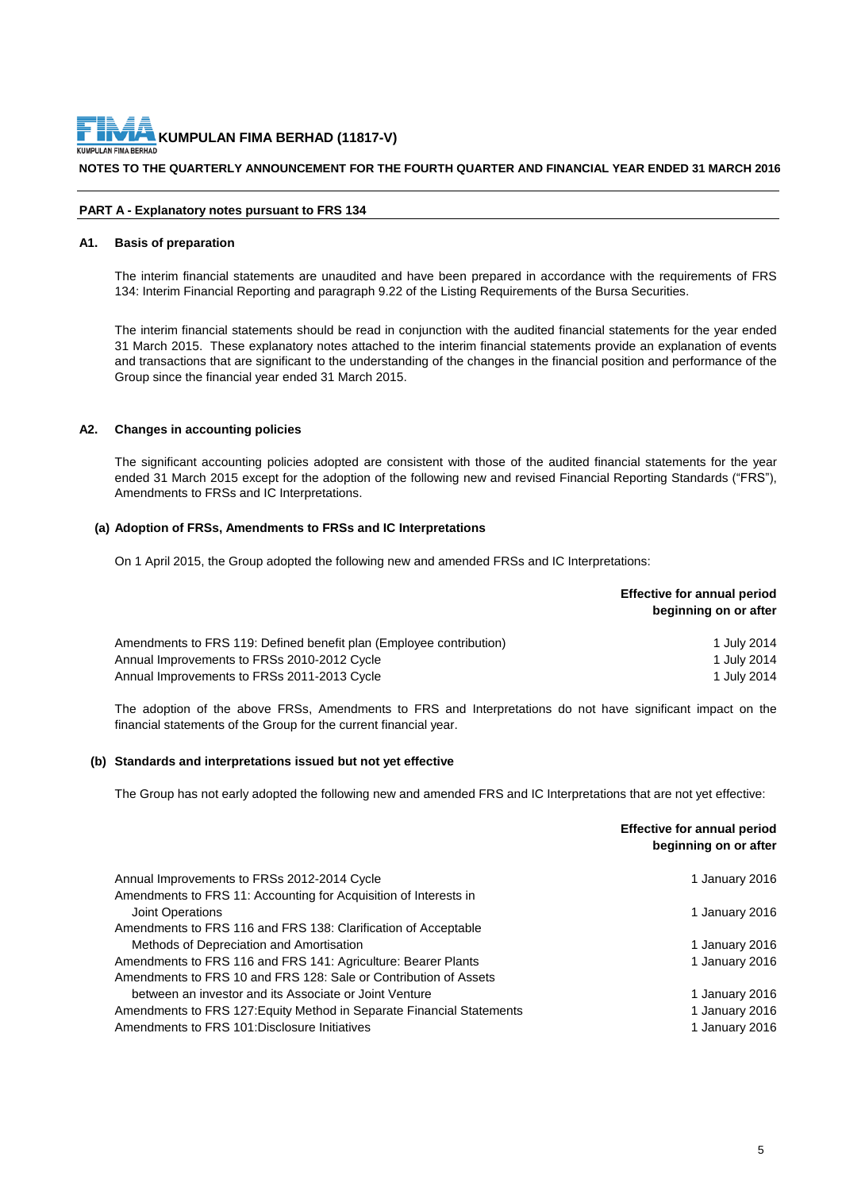**KUMPULAN FIMA BERHAD (11817-V)**

**NOTES TO THE QUARTERLY ANNOUNCEMENT FOR THE FOURTH QUARTER AND FINANCIAL YEAR ENDED 31 MARCH 2016**

**PART A - Explanatory notes pursuant to FRS 134**

**A1. Basis of preparation**

The interim financial statements are unaudited and have been prepared in accordance with the requirements of FRS 134: Interim Financial Reporting and paragraph 9.22 of the Listing Requirements of the Bursa Securities.

The interim financial statements should be read in conjunction with the audited financial statements for the year ended 31 March 2015. These explanatory notes attached to the interim financial statements provide an explanation of events and transactions that are significant to the understanding of the changes in the financial position and performance of the Group since the financial year ended 31 March 2015.

**A2. Changes in accounting policies**

The significant accounting policies adopted are consistent with those of the audited financial statements for the year ended 31 March 2015 except for the adoption of the following new and revised Financial Reporting Standards ("FRS"), Amendments to FRSs and IC Interpretations.

**(a) Adoption of FRSs, Amendments to FRSs and IC Interpretations**

On 1 April 2015, the Group adopted the following new and amended FRSs and IC Interpretations:

| | Effective for annual period beginning on or after |
|---|---|
| Amendments to FRS 119: Defined benefit plan (Employee contribution) | 1 July 2014 |
| Annual Improvements to FRSs 2010-2012 Cycle | 1 July 2014 |
| Annual Improvements to FRSs 2011-2013 Cycle | 1 July 2014 |

The adoption of the above FRSs, Amendments to FRS and Interpretations do not have significant impact on the financial statements of the Group for the current financial year.

**(b) Standards and interpretations issued but not yet effective**

The Group has not early adopted the following new and amended FRS and IC Interpretations that are not yet effective:

| | Effective for annual period beginning on or after |
|---|---|
| Annual Improvements to FRSs 2012-2014 Cycle | 1 January 2016 |
| Amendments to FRS 11: Accounting for Acquisition of Interests in Joint Operations | 1 January 2016 |
| Amendments to FRS 116 and FRS 138: Clarification of Acceptable Methods of Depreciation and Amortisation | 1 January 2016 |
| Amendments to FRS 116 and FRS 141: Agriculture: Bearer Plants | 1 January 2016 |
| Amendments to FRS 10 and FRS 128: Sale or Contribution of Assets between an investor and its Associate or Joint Venture | 1 January 2016 |
| Amendments to FRS 127:Equity Method in Separate Financial Statements | 1 January 2016 |
| Amendments to FRS 101:Disclosure Initiatives | 1 January 2016 |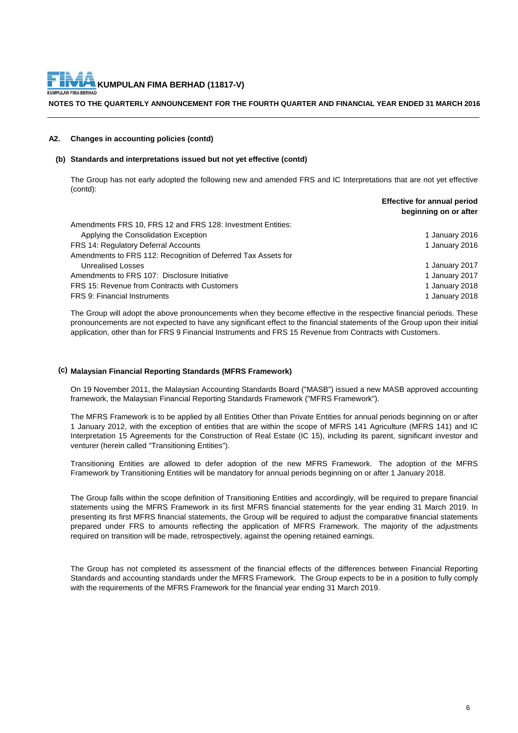### A2. Changes in accounting policies (contd)

#### (b) Standards and interpretations issued but not yet effective (contd)

The Group has not early adopted the following new and amended FRS and IC Interpretations that are not yet effective (contd):

| | Effective for annual period beginning on or after |
|---|---|
| Amendments FRS 10, FRS 12 and FRS 128: Investment Entities: Applying the Consolidation Exception | 1 January 2016 |
| FRS 14: Regulatory Deferral Accounts | 1 January 2016 |
| Amendments to FRS 112: Recognition of Deferred Tax Assets for Unrealised Losses | 1 January 2017 |
| Amendments to FRS 107: Disclosure Initiative | 1 January 2017 |
| FRS 15: Revenue from Contracts with Customers | 1 January 2018 |
| FRS 9: Financial Instruments | 1 January 2018 |

The Group will adopt the above pronouncements when they become effective in the respective financial periods. These pronouncements are not expected to have any significant effect to the financial statements of the Group upon their initial application, other than for FRS 9 Financial Instruments and FRS 15 Revenue from Contracts with Customers.

#### (c) Malaysian Financial Reporting Standards (MFRS Framework)

On 19 November 2011, the Malaysian Accounting Standards Board ("MASB") issued a new MASB approved accounting framework, the Malaysian Financial Reporting Standards Framework ("MFRS Framework").

The MFRS Framework is to be applied by all Entities Other than Private Entities for annual periods beginning on or after 1 January 2012, with the exception of entities that are within the scope of MFRS 141 Agriculture (MFRS 141) and IC Interpretation 15 Agreements for the Construction of Real Estate (IC 15), including its parent, significant investor and venturer (herein called "Transitioning Entities").

Transitioning Entities are allowed to defer adoption of the new MFRS Framework. The adoption of the MFRS Framework by Transitioning Entities will be mandatory for annual periods beginning on or after 1 January 2018.

The Group falls within the scope definition of Transitioning Entities and accordingly, will be required to prepare financial statements using the MFRS Framework in its first MFRS financial statements for the year ending 31 March 2019. In presenting its first MFRS financial statements, the Group will be required to adjust the comparative financial statements prepared under FRS to amounts reflecting the application of MFRS Framework. The majority of the adjustments required on transition will be made, retrospectively, against the opening retained earnings.

The Group has not completed its assessment of the financial effects of the differences between Financial Reporting Standards and accounting standards under the MFRS Framework. The Group expects to be in a position to fully comply with the requirements of the MFRS Framework for the financial year ending 31 March 2019.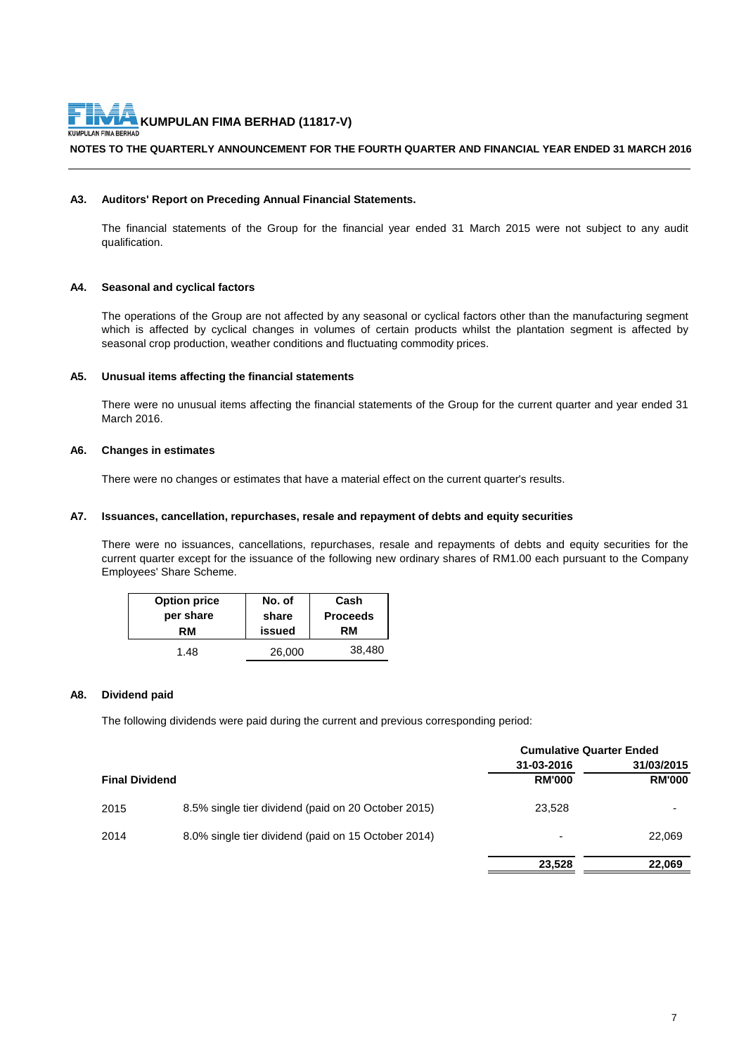**KUMPULAN FIMA BERHAD (11817-V)**

**NOTES TO THE QUARTERLY ANNOUNCEMENT FOR THE FOURTH QUARTER AND FINANCIAL YEAR ENDED 31 MARCH 2016**

**A3. Auditors' Report on Preceding Annual Financial Statements.**

The financial statements of the Group for the financial year ended 31 March 2015 were not subject to any audit qualification.

**A4. Seasonal and cyclical factors**

The operations of the Group are not affected by any seasonal or cyclical factors other than the manufacturing segment which is affected by cyclical changes in volumes of certain products whilst the plantation segment is affected by seasonal crop production, weather conditions and fluctuating commodity prices.

**A5. Unusual items affecting the financial statements**

There were no unusual items affecting the financial statements of the Group for the current quarter and year ended 31 March 2016.

**A6. Changes in estimates**

There were no changes or estimates that have a material effect on the current quarter's results.

**A7. Issuances, cancellation, repurchases, resale and repayment of debts and equity securities**

There were no issuances, cancellations, repurchases, resale and repayments of debts and equity securities for the current quarter except for the issuance of the following new ordinary shares of RM1.00 each pursuant to the Company Employees' Share Scheme.

| Option price per share RM | No. of share issued | Cash Proceeds RM |
|---|---|---|
| 1.48 | 26,000 | 38,480 |

**A8. Dividend paid**

The following dividends were paid during the current and previous corresponding period:

| | | Cumulative Quarter Ended | |
|---|---|---|---|
| | | 31-03-2016 | 31/03/2015 |
| **Final Dividend** | | **RM'000** | **RM'000** |
| 2015 | 8.5% single tier dividend (paid on 20 October 2015) | 23,528 | - |
| 2014 | 8.0% single tier dividend (paid on 15 October 2014) | - | 22,069 |
| | | **23,528** | **22,069** |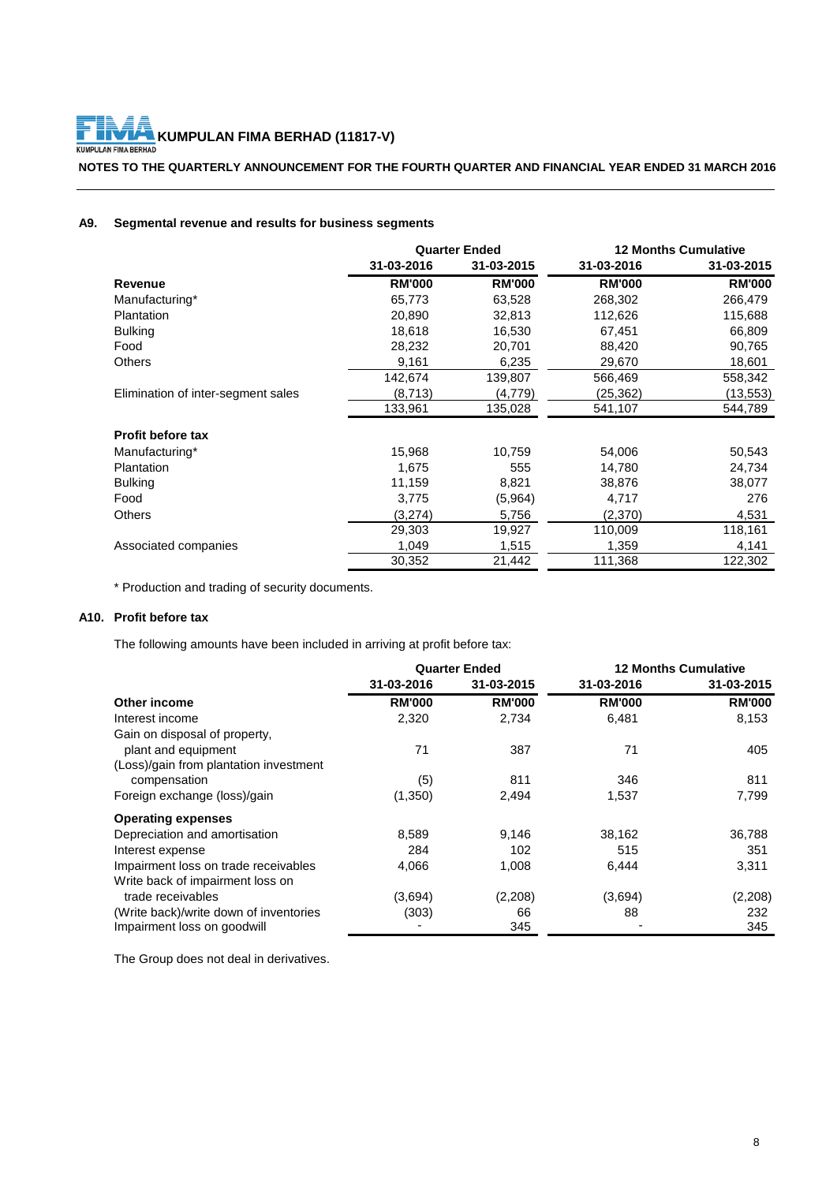**KUMPULAN FIMA BERHAD (11817-V)**

**NOTES TO THE QUARTERLY ANNOUNCEMENT FOR THE FOURTH QUARTER AND FINANCIAL YEAR ENDED 31 MARCH 2016**

### A9. Segmental revenue and results for business segments

| | Quarter Ended | | 12 Months Cumulative | |
|---|---|---|---|---|
| | 31-03-2016 | 31-03-2015 | 31-03-2016 | 31-03-2015 |
| **Revenue** | **RM'000** | **RM'000** | **RM'000** | **RM'000** |
| Manufacturing* | 65,773 | 63,528 | 268,302 | 266,479 |
| Plantation | 20,890 | 32,813 | 112,626 | 115,688 |
| Bulking | 18,618 | 16,530 | 67,451 | 66,809 |
| Food | 28,232 | 20,701 | 88,420 | 90,765 |
| Others | 9,161 | 6,235 | 29,670 | 18,601 |
| | 142,674 | 139,807 | 566,469 | 558,342 |
| Elimination of inter-segment sales | (8,713) | (4,779) | (25,362) | (13,553) |
| | 133,961 | 135,028 | 541,107 | 544,789 |
| **Profit before tax** | | | | |
| Manufacturing* | 15,968 | 10,759 | 54,006 | 50,543 |
| Plantation | 1,675 | 555 | 14,780 | 24,734 |
| Bulking | 11,159 | 8,821 | 38,876 | 38,077 |
| Food | 3,775 | (5,964) | 4,717 | 276 |
| Others | (3,274) | 5,756 | (2,370) | 4,531 |
| | 29,303 | 19,927 | 110,009 | 118,161 |
| Associated companies | 1,049 | 1,515 | 1,359 | 4,141 |
| | 30,352 | 21,442 | 111,368 | 122,302 |

* Production and trading of security documents.

### A10. Profit before tax

The following amounts have been included in arriving at profit before tax:

| | Quarter Ended | | 12 Months Cumulative | |
|---|---|---|---|---|
| | 31-03-2016 | 31-03-2015 | 31-03-2016 | 31-03-2015 |
| **Other income** | **RM'000** | **RM'000** | **RM'000** | **RM'000** |
| Interest income | 2,320 | 2,734 | 6,481 | 8,153 |
| Gain on disposal of property, plant and equipment | 71 | 387 | 71 | 405 |
| (Loss)/gain from plantation investment compensation | (5) | 811 | 346 | 811 |
| Foreign exchange (loss)/gain | (1,350) | 2,494 | 1,537 | 7,799 |
| **Operating expenses** | | | | |
| Depreciation and amortisation | 8,589 | 9,146 | 38,162 | 36,788 |
| Interest expense | 284 | 102 | 515 | 351 |
| Impairment loss on trade receivables | 4,066 | 1,008 | 6,444 | 3,311 |
| Write back of impairment loss on trade receivables | (3,694) | (2,208) | (3,694) | (2,208) |
| (Write back)/write down of inventories | (303) | 66 | 88 | 232 |
| Impairment loss on goodwill | - | 345 | - | 345 |

The Group does not deal in derivatives.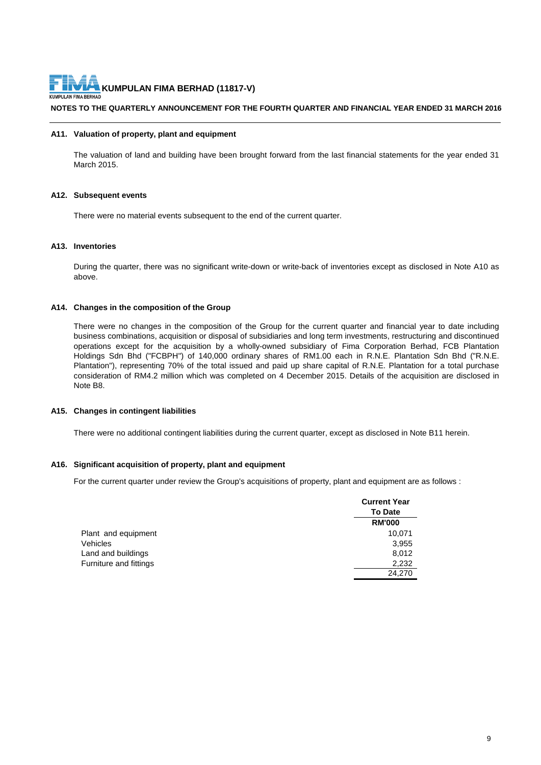## A11. Valuation of property, plant and equipment

The valuation of land and building have been brought forward from the last financial statements for the year ended 31 March 2015.

## A12. Subsequent events

There were no material events subsequent to the end of the current quarter.

## A13. Inventories

During the quarter, there was no significant write-down or write-back of inventories except as disclosed in Note A10 as above.

## A14. Changes in the composition of the Group

There were no changes in the composition of the Group for the current quarter and financial year to date including business combinations, acquisition or disposal of subsidiaries and long term investments, restructuring and discontinued operations except for the acquisition by a wholly-owned subsidiary of Fima Corporation Berhad, FCB Plantation Holdings Sdn Bhd ("FCBPH") of 140,000 ordinary shares of RM1.00 each in R.N.E. Plantation Sdn Bhd ("R.N.E. Plantation"), representing 70% of the total issued and paid up share capital of R.N.E. Plantation for a total purchase consideration of RM4.2 million which was completed on 4 December 2015. Details of the acquisition are disclosed in Note B8.

## A15. Changes in contingent liabilities

There were no additional contingent liabilities during the current quarter, except as disclosed in Note B11 herein.

## A16. Significant acquisition of property, plant and equipment

For the current quarter under review the Group's acquisitions of property, plant and equipment are as follows :

| | Current Year To Date RM'000 |
|---|---|
| Plant and equipment | 10,071 |
| Vehicles | 3,955 |
| Land and buildings | 8,012 |
| Furniture and fittings | 2,232 |
| | 24,270 |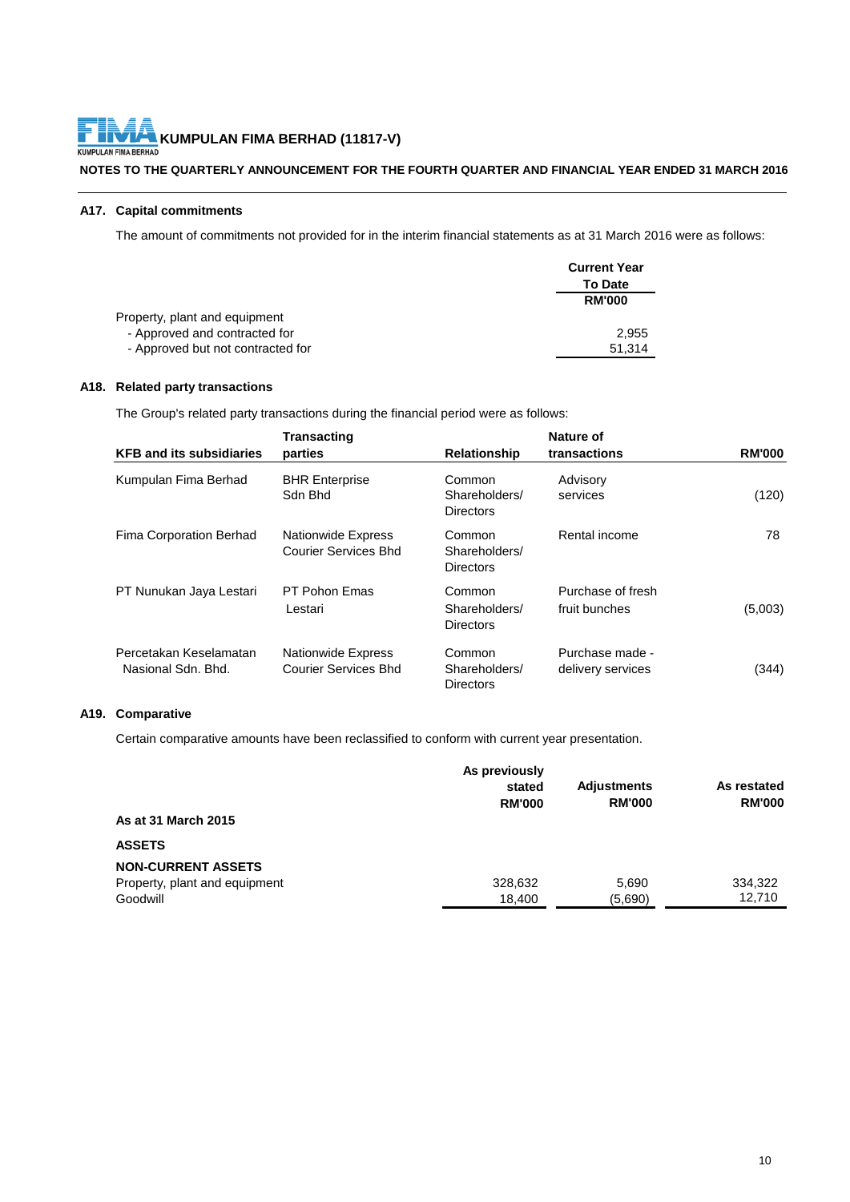**KUMPULAN FIMA BERHAD (11817-V)**

**NOTES TO THE QUARTERLY ANNOUNCEMENT FOR THE FOURTH QUARTER AND FINANCIAL YEAR ENDED 31 MARCH 2016**

### A17. Capital commitments

The amount of commitments not provided for in the interim financial statements as at 31 March 2016 were as follows:

| | Current Year To Date RM'000 |
|---|---|
| Property, plant and equipment | |
| - Approved and contracted for | 2,955 |
| - Approved but not contracted for | 51,314 |

### A18. Related party transactions

The Group's related party transactions during the financial period were as follows:

| KFB and its subsidiaries | Transacting parties | Relationship | Nature of transactions | RM'000 |
|---|---|---|---|---|
| Kumpulan Fima Berhad | BHR Enterprise Sdn Bhd | Common Shareholders/ Directors | Advisory services | (120) |
| Fima Corporation Berhad | Nationwide Express Courier Services Bhd | Common Shareholders/ Directors | Rental income | 78 |
| PT Nunukan Jaya Lestari | PT Pohon Emas Lestari | Common Shareholders/ Directors | Purchase of fresh fruit bunches | (5,003) |
| Percetakan Keselamatan Nasional Sdn. Bhd. | Nationwide Express Courier Services Bhd | Common Shareholders/ Directors | Purchase made - delivery services | (344) |

### A19. Comparative

Certain comparative amounts have been reclassified to conform with current year presentation.

| As at 31 March 2015 | As previously stated RM'000 | Adjustments RM'000 | As restated RM'000 |
|---|---|---|---|
| **ASSETS** | | | |
| **NON-CURRENT ASSETS** | | | |
| Property, plant and equipment | 328,632 | 5,690 | 334,322 |
| Goodwill | 18,400 | (5,690) | 12,710 |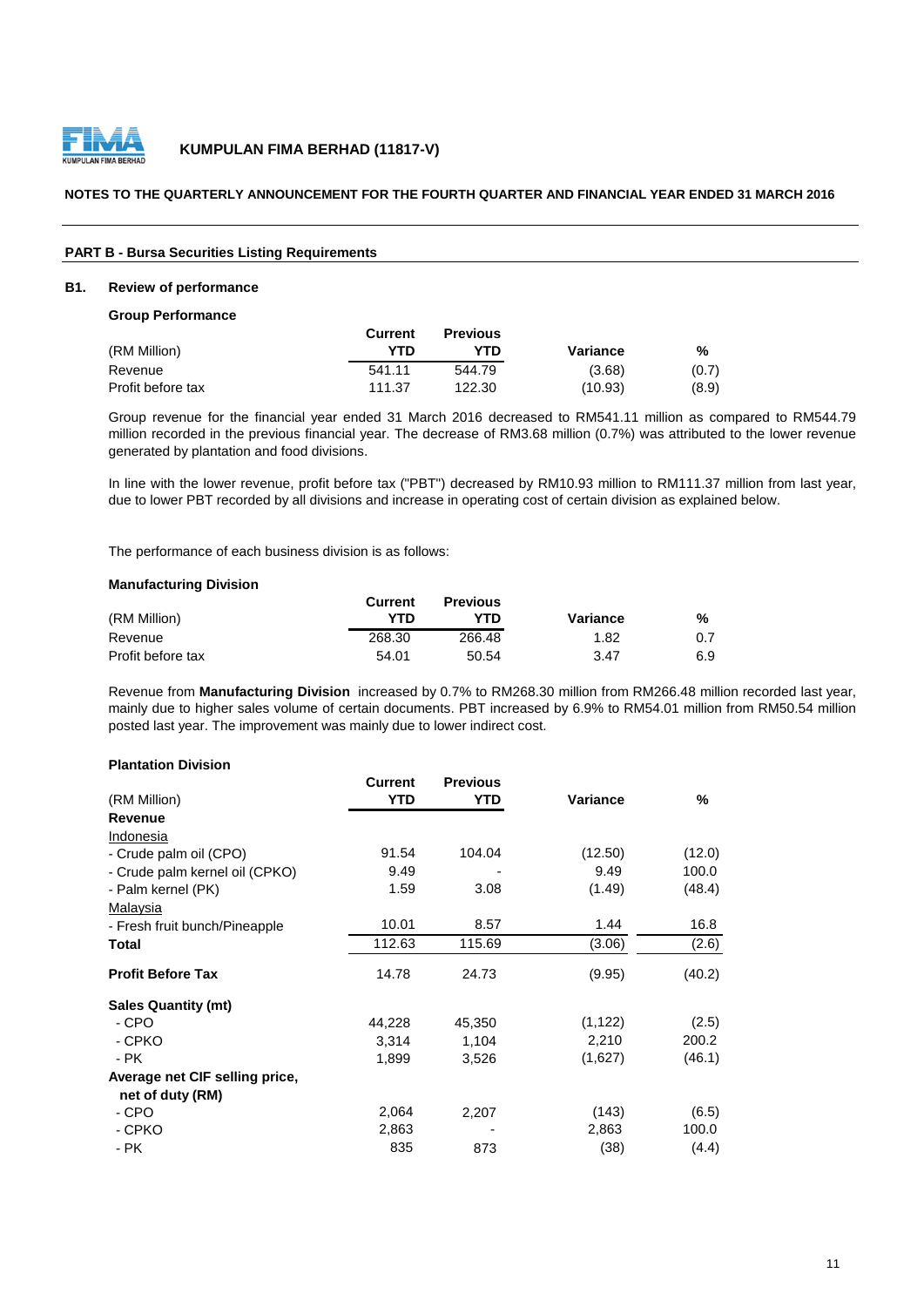**NOTES TO THE QUARTERLY ANNOUNCEMENT FOR THE FOURTH QUARTER AND FINANCIAL YEAR ENDED 31 MARCH 2016**

## PART B - Bursa Securities Listing Requirements

### B1. Review of performance

**Group Performance**

| (RM Million) | Current YTD | Previous YTD | Variance | % |
|---|---|---|---|---|
| Revenue | 541.11 | 544.79 | (3.68) | (0.7) |
| Profit before tax | 111.37 | 122.30 | (10.93) | (8.9) |

Group revenue for the financial year ended 31 March 2016 decreased to RM541.11 million as compared to RM544.79 million recorded in the previous financial year. The decrease of RM3.68 million (0.7%) was attributed to the lower revenue generated by plantation and food divisions.

In line with the lower revenue, profit before tax ("PBT") decreased by RM10.93 million to RM111.37 million from last year, due to lower PBT recorded by all divisions and increase in operating cost of certain division as explained below.

The performance of each business division is as follows:

**Manufacturing Division**

| (RM Million) | Current YTD | Previous YTD | Variance | % |
|---|---|---|---|---|
| Revenue | 268.30 | 266.48 | 1.82 | 0.7 |
| Profit before tax | 54.01 | 50.54 | 3.47 | 6.9 |

Revenue from **Manufacturing Division** increased by 0.7% to RM268.30 million from RM266.48 million recorded last year, mainly due to higher sales volume of certain documents. PBT increased by 6.9% to RM54.01 million from RM50.54 million posted last year. The improvement was mainly due to lower indirect cost.

**Plantation Division**

| (RM Million) | Current YTD | Previous YTD | Variance | % |
|---|---|---|---|---|
| **Revenue** | | | | |
| Indonesia | | | | |
| - Crude palm oil (CPO) | 91.54 | 104.04 | (12.50) | (12.0) |
| - Crude palm kernel oil (CPKO) | 9.49 | - | 9.49 | 100.0 |
| - Palm kernel (PK) | 1.59 | 3.08 | (1.49) | (48.4) |
| Malaysia | | | | |
| - Fresh fruit bunch/Pineapple | 10.01 | 8.57 | 1.44 | 16.8 |
| **Total** | 112.63 | 115.69 | (3.06) | (2.6) |
| **Profit Before Tax** | 14.78 | 24.73 | (9.95) | (40.2) |
| **Sales Quantity (mt)** | | | | |
| - CPO | 44,228 | 45,350 | (1,122) | (2.5) |
| - CPKO | 3,314 | 1,104 | 2,210 | 200.2 |
| - PK | 1,899 | 3,526 | (1,627) | (46.1) |
| **Average net CIF selling price, net of duty (RM)** | | | | |
| - CPO | 2,064 | 2,207 | (143) | (6.5) |
| - CPKO | 2,863 | - | 2,863 | 100.0 |
| - PK | 835 | 873 | (38) | (4.4) |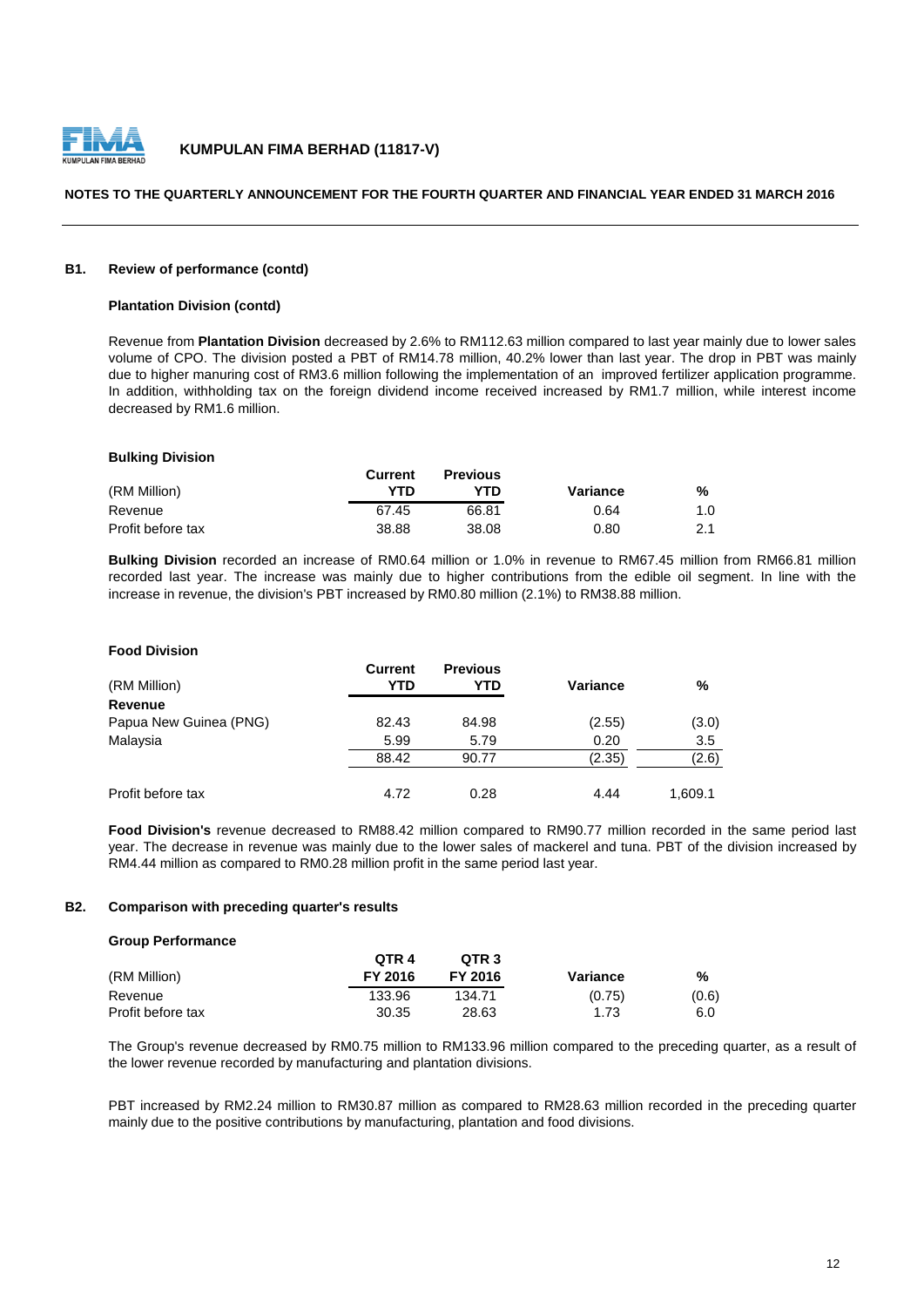**B1. Review of performance (contd)**

**Plantation Division (contd)**

Revenue from **Plantation Division** decreased by 2.6% to RM112.63 million compared to last year mainly due to lower sales volume of CPO. The division posted a PBT of RM14.78 million, 40.2% lower than last year. The drop in PBT was mainly due to higher manuring cost of RM3.6 million following the implementation of an improved fertilizer application programme. In addition, withholding tax on the foreign dividend income received increased by RM1.7 million, while interest income decreased by RM1.6 million.

**Bulking Division**

| (RM Million) | Current YTD | Previous YTD | Variance | % |
|---|---|---|---|---|
| Revenue | 67.45 | 66.81 | 0.64 | 1.0 |
| Profit before tax | 38.88 | 38.08 | 0.80 | 2.1 |

**Bulking Division** recorded an increase of RM0.64 million or 1.0% in revenue to RM67.45 million from RM66.81 million recorded last year. The increase was mainly due to higher contributions from the edible oil segment. In line with the increase in revenue, the division's PBT increased by RM0.80 million (2.1%) to RM38.88 million.

**Food Division**

| (RM Million) | Current YTD | Previous YTD | Variance | % |
|---|---|---|---|---|
| **Revenue** | | | | |
| Papua New Guinea (PNG) | 82.43 | 84.98 | (2.55) | (3.0) |
| Malaysia | 5.99 | 5.79 | 0.20 | 3.5 |
| | 88.42 | 90.77 | (2.35) | (2.6) |
| Profit before tax | 4.72 | 0.28 | 4.44 | 1,609.1 |

**Food Division's** revenue decreased to RM88.42 million compared to RM90.77 million recorded in the same period last year. The decrease in revenue was mainly due to the lower sales of mackerel and tuna. PBT of the division increased by RM4.44 million as compared to RM0.28 million profit in the same period last year.

**B2. Comparison with preceding quarter's results**

**Group Performance**

| (RM Million) | QTR 4 FY 2016 | QTR 3 FY 2016 | Variance | % |
|---|---|---|---|---|
| Revenue | 133.96 | 134.71 | (0.75) | (0.6) |
| Profit before tax | 30.35 | 28.63 | 1.73 | 6.0 |

The Group's revenue decreased by RM0.75 million to RM133.96 million compared to the preceding quarter, as a result of the lower revenue recorded by manufacturing and plantation divisions.

PBT increased by RM2.24 million to RM30.87 million as compared to RM28.63 million recorded in the preceding quarter mainly due to the positive contributions by manufacturing, plantation and food divisions.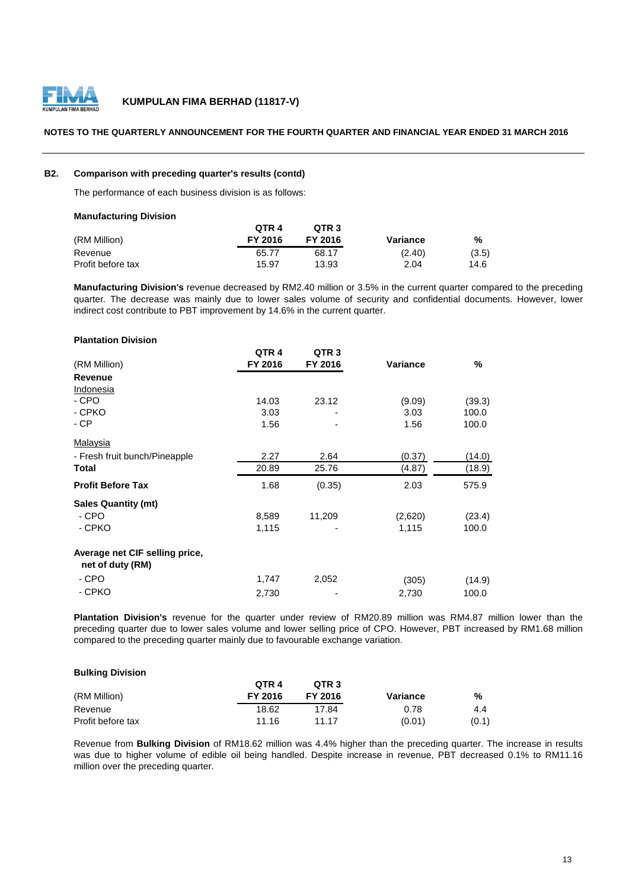**KUMPULAN FIMA BERHAD (11817-V)**

**NOTES TO THE QUARTERLY ANNOUNCEMENT FOR THE FOURTH QUARTER AND FINANCIAL YEAR ENDED 31 MARCH 2016**

**B2. Comparison with preceding quarter's results (contd)**

The performance of each business division is as follows:

**Manufacturing Division**

| (RM Million) | QTR 4 FY 2016 | QTR 3 FY 2016 | Variance | % |
|---|---|---|---|---|
| Revenue | 65.77 | 68.17 | (2.40) | (3.5) |
| Profit before tax | 15.97 | 13.93 | 2.04 | 14.6 |

**Manufacturing Division's** revenue decreased by RM2.40 million or 3.5% in the current quarter compared to the preceding quarter. The decrease was mainly due to lower sales volume of security and confidential documents. However, lower indirect cost contribute to PBT improvement by 14.6% in the current quarter.

**Plantation Division**

| (RM Million) | QTR 4 FY 2016 | QTR 3 FY 2016 | Variance | % |
|---|---|---|---|---|
| **Revenue** | | | | |
| Indonesia | | | | |
| - CPO | 14.03 | 23.12 | (9.09) | (39.3) |
| - CPKO | 3.03 | - | 3.03 | 100.0 |
| - CP | 1.56 | - | 1.56 | 100.0 |
| Malaysia | | | | |
| - Fresh fruit bunch/Pineapple | 2.27 | 2.64 | (0.37) | (14.0) |
| **Total** | 20.89 | 25.76 | (4.87) | (18.9) |
| **Profit Before Tax** | 1.68 | (0.35) | 2.03 | 575.9 |
| **Sales Quantity (mt)** | | | | |
| - CPO | 8,589 | 11,209 | (2,620) | (23.4) |
| - CPKO | 1,115 | - | 1,115 | 100.0 |
| **Average net CIF selling price, net of duty (RM)** | | | | |
| - CPO | 1,747 | 2,052 | (305) | (14.9) |
| - CPKO | 2,730 | - | 2,730 | 100.0 |

**Plantation Division's** revenue for the quarter under review of RM20.89 million was RM4.87 million lower than the preceding quarter due to lower sales volume and lower selling price of CPO. However, PBT increased by RM1.68 million compared to the preceding quarter mainly due to favourable exchange variation.

**Bulking Division**

| (RM Million) | QTR 4 FY 2016 | QTR 3 FY 2016 | Variance | % |
|---|---|---|---|---|
| Revenue | 18.62 | 17.84 | 0.78 | 4.4 |
| Profit before tax | 11.16 | 11.17 | (0.01) | (0.1) |

Revenue from **Bulking Division** of RM18.62 million was 4.4% higher than the preceding quarter. The increase in results was due to higher volume of edible oil being handled. Despite increase in revenue, PBT decreased 0.1% to RM11.16 million over the preceding quarter.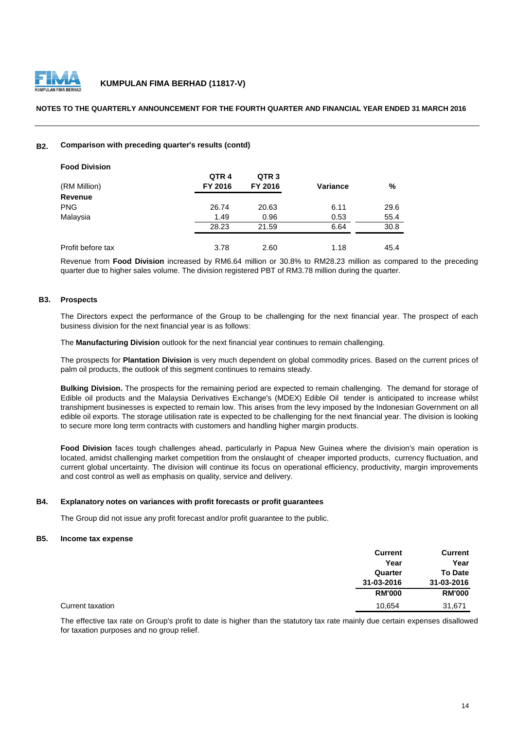### B2. Comparison with preceding quarter's results (contd)

**Food Division**

| (RM Million) | QTR 4 FY 2016 | QTR 3 FY 2016 | Variance | % |
|---|---|---|---|---|
| **Revenue** | | | | |
| PNG | 26.74 | 20.63 | 6.11 | 29.6 |
| Malaysia | 1.49 | 0.96 | 0.53 | 55.4 |
| | 28.23 | 21.59 | 6.64 | 30.8 |
| Profit before tax | 3.78 | 2.60 | 1.18 | 45.4 |

Revenue from **Food Division** increased by RM6.64 million or 30.8% to RM28.23 million as compared to the preceding quarter due to higher sales volume. The division registered PBT of RM3.78 million during the quarter.

### B3. Prospects

The Directors expect the performance of the Group to be challenging for the next financial year. The prospect of each business division for the next financial year is as follows:

The **Manufacturing Division** outlook for the next financial year continues to remain challenging.

The prospects for **Plantation Division** is very much dependent on global commodity prices. Based on the current prices of palm oil products, the outlook of this segment continues to remains steady.

**Bulking Division.** The prospects for the remaining period are expected to remain challenging. The demand for storage of Edible oil products and the Malaysia Derivatives Exchange's (MDEX) Edible Oil tender is anticipated to increase whilst transhipment businesses is expected to remain low. This arises from the levy imposed by the Indonesian Government on all edible oil exports. The storage utilisation rate is expected to be challenging for the next financial year. The division is looking to secure more long term contracts with customers and handling higher margin products.

**Food Division** faces tough challenges ahead, particularly in Papua New Guinea where the division's main operation is located, amidst challenging market competition from the onslaught of cheaper imported products, currency fluctuation, and current global uncertainty. The division will continue its focus on operational efficiency, productivity, margin improvements and cost control as well as emphasis on quality, service and delivery.

### B4. Explanatory notes on variances with profit forecasts or profit guarantees

The Group did not issue any profit forecast and/or profit guarantee to the public.

### B5. Income tax expense

| | Current Year Quarter 31-03-2016 RM'000 | Current Year To Date 31-03-2016 RM'000 |
|---|---|---|
| Current taxation | 10,654 | 31,671 |

The effective tax rate on Group's profit to date is higher than the statutory tax rate mainly due certain expenses disallowed for taxation purposes and no group relief.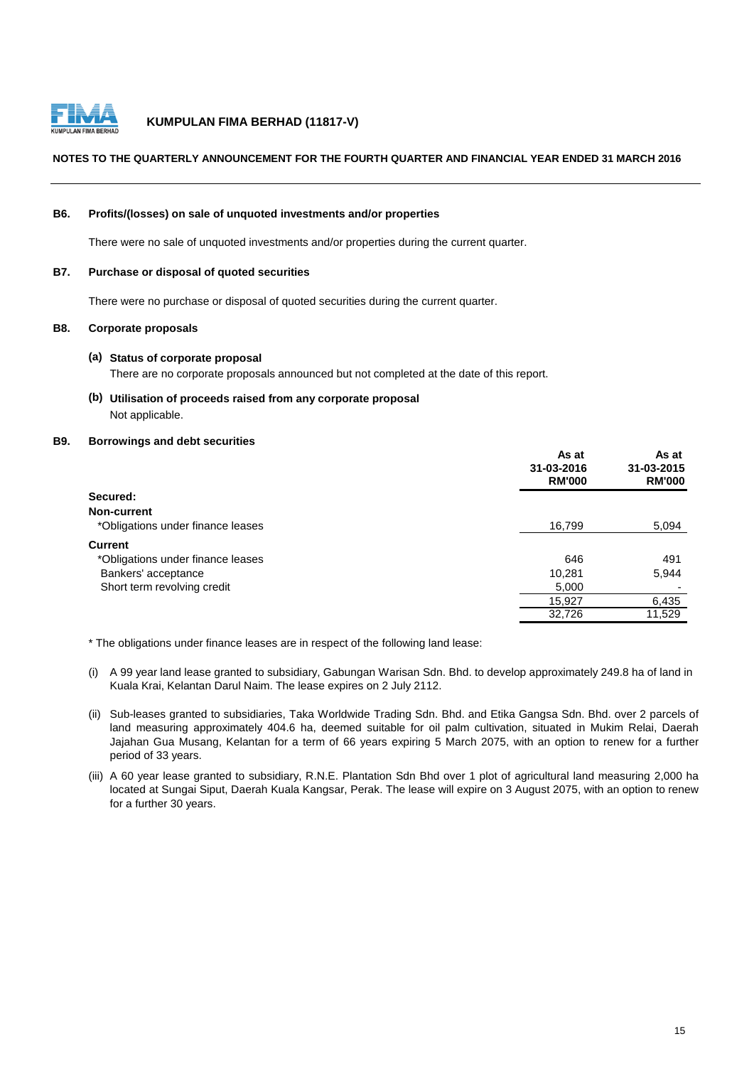**KUMPULAN FIMA BERHAD (11817-V)**

**NOTES TO THE QUARTERLY ANNOUNCEMENT FOR THE FOURTH QUARTER AND FINANCIAL YEAR ENDED 31 MARCH 2016**

**B6. Profits/(losses) on sale of unquoted investments and/or properties**

There were no sale of unquoted investments and/or properties during the current quarter.

**B7. Purchase or disposal of quoted securities**

There were no purchase or disposal of quoted securities during the current quarter.

**B8. Corporate proposals**

**(a) Status of corporate proposal**

There are no corporate proposals announced but not completed at the date of this report.

**(b) Utilisation of proceeds raised from any corporate proposal**

Not applicable.

**B9. Borrowings and debt securities**

| | As at 31-03-2016 RM'000 | As at 31-03-2015 RM'000 |
|---|---|---|
| **Secured:** | | |
| **Non-current** | | |
| *Obligations under finance leases | 16,799 | 5,094 |
| **Current** | | |
| *Obligations under finance leases | 646 | 491 |
| Bankers' acceptance | 10,281 | 5,944 |
| Short term revolving credit | 5,000 | - |
| | 15,927 | 6,435 |
| | 32,726 | 11,529 |

\* The obligations under finance leases are in respect of the following land lease:

(i) A 99 year land lease granted to subsidiary, Gabungan Warisan Sdn. Bhd. to develop approximately 249.8 ha of land in Kuala Krai, Kelantan Darul Naim. The lease expires on 2 July 2112.

(ii) Sub-leases granted to subsidiaries, Taka Worldwide Trading Sdn. Bhd. and Etika Gangsa Sdn. Bhd. over 2 parcels of land measuring approximately 404.6 ha, deemed suitable for oil palm cultivation, situated in Mukim Relai, Daerah Jajahan Gua Musang, Kelantan for a term of 66 years expiring 5 March 2075, with an option to renew for a further period of 33 years.

(iii) A 60 year lease granted to subsidiary, R.N.E. Plantation Sdn Bhd over 1 plot of agricultural land measuring 2,000 ha located at Sungai Siput, Daerah Kuala Kangsar, Perak. The lease will expire on 3 August 2075, with an option to renew for a further 30 years.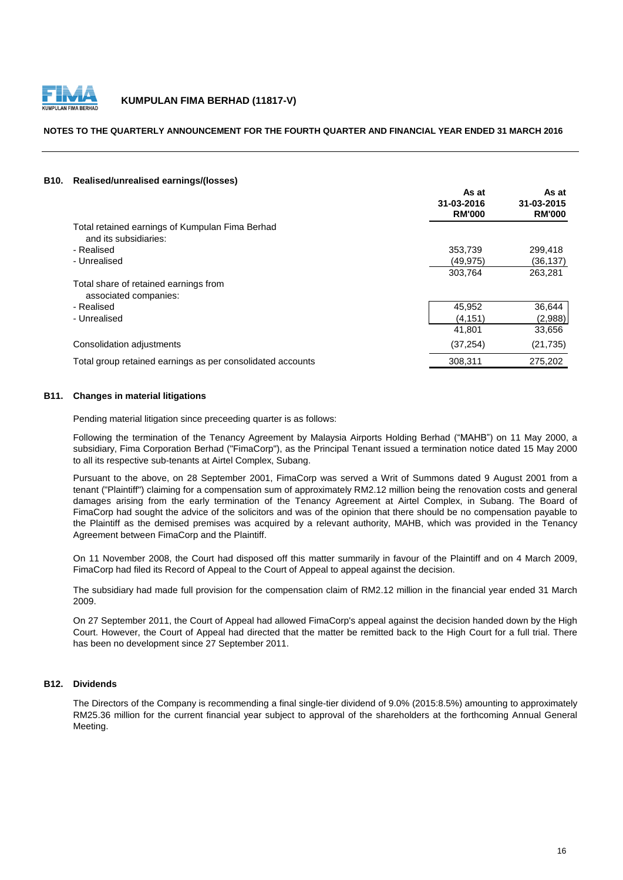## B10. Realised/unrealised earnings/(losses)

| | As at 31-03-2016 RM'000 | As at 31-03-2015 RM'000 |
|---|---|---|
| Total retained earnings of Kumpulan Fima Berhad and its subsidiaries: | | |
| - Realised | 353,739 | 299,418 |
| - Unrealised | (49,975) | (36,137) |
| | 303,764 | 263,281 |
| Total share of retained earnings from associated companies: | | |
| - Realised | 45,952 | 36,644 |
| - Unrealised | (4,151) | (2,988) |
| | 41,801 | 33,656 |
| Consolidation adjustments | (37,254) | (21,735) |
| Total group retained earnings as per consolidated accounts | 308,311 | 275,202 |

## B11. Changes in material litigations

Pending material litigation since preceeding quarter is as follows:

Following the termination of the Tenancy Agreement by Malaysia Airports Holding Berhad ("MAHB") on 11 May 2000, a subsidiary, Fima Corporation Berhad ("FimaCorp"), as the Principal Tenant issued a termination notice dated 15 May 2000 to all its respective sub-tenants at Airtel Complex, Subang.

Pursuant to the above, on 28 September 2001, FimaCorp was served a Writ of Summons dated 9 August 2001 from a tenant ("Plaintiff") claiming for a compensation sum of approximately RM2.12 million being the renovation costs and general damages arising from the early termination of the Tenancy Agreement at Airtel Complex, in Subang. The Board of FimaCorp had sought the advice of the solicitors and was of the opinion that there should be no compensation payable to the Plaintiff as the demised premises was acquired by a relevant authority, MAHB, which was provided in the Tenancy Agreement between FimaCorp and the Plaintiff.

On 11 November 2008, the Court had disposed off this matter summarily in favour of the Plaintiff and on 4 March 2009, FimaCorp had filed its Record of Appeal to the Court of Appeal to appeal against the decision.

The subsidiary had made full provision for the compensation claim of RM2.12 million in the financial year ended 31 March 2009.

On 27 September 2011, the Court of Appeal had allowed FimaCorp's appeal against the decision handed down by the High Court. However, the Court of Appeal had directed that the matter be remitted back to the High Court for a full trial. There has been no development since 27 September 2011.

## B12. Dividends

The Directors of the Company is recommending a final single-tier dividend of 9.0% (2015:8.5%) amounting to approximately RM25.36 million for the current financial year subject to approval of the shareholders at the forthcoming Annual General Meeting.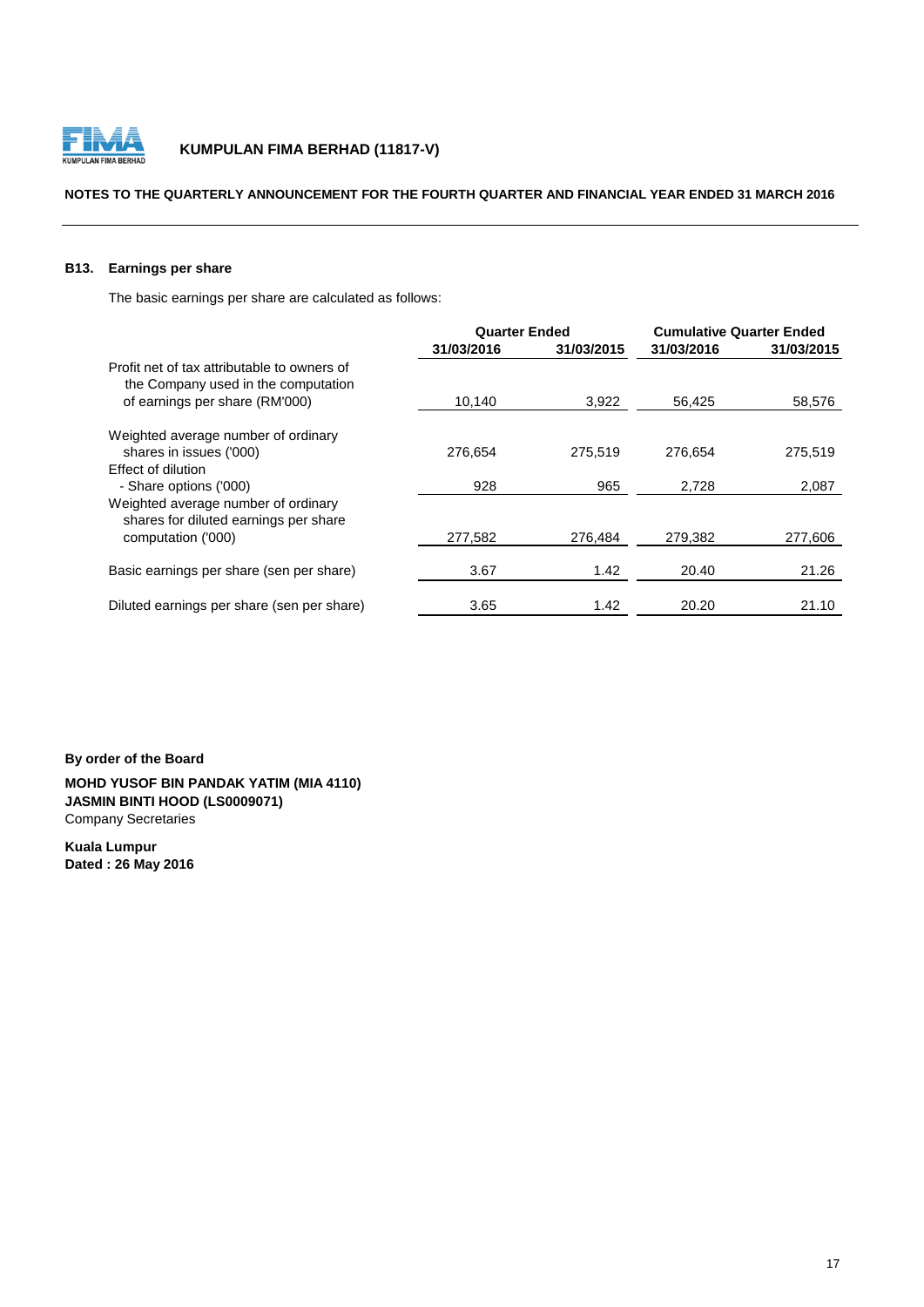### B13. Earnings per share

The basic earnings per share are calculated as follows:

| | Quarter Ended | | Cumulative Quarter Ended | |
|---|---|---|---|---|
| | 31/03/2016 | 31/03/2015 | 31/03/2016 | 31/03/2015 |
| Profit net of tax attributable to owners of the Company used in the computation of earnings per share (RM'000) | 10,140 | 3,922 | 56,425 | 58,576 |
| Weighted average number of ordinary shares in issues ('000) | 276,654 | 275,519 | 276,654 | 275,519 |
| Effect of dilution | | | | |
| - Share options ('000) | 928 | 965 | 2,728 | 2,087 |
| Weighted average number of ordinary shares for diluted earnings per share computation ('000) | 277,582 | 276,484 | 279,382 | 277,606 |
| Basic earnings per share (sen per share) | 3.67 | 1.42 | 20.40 | 21.26 |
| Diluted earnings per share (sen per share) | 3.65 | 1.42 | 20.20 | 21.10 |

**By order of the Board**

**MOHD YUSOF BIN PANDAK YATIM (MIA 4110)**
**JASMIN BINTI HOOD (LS0009071)**
Company Secretaries

**Kuala Lumpur**
**Dated : 26 May 2016**